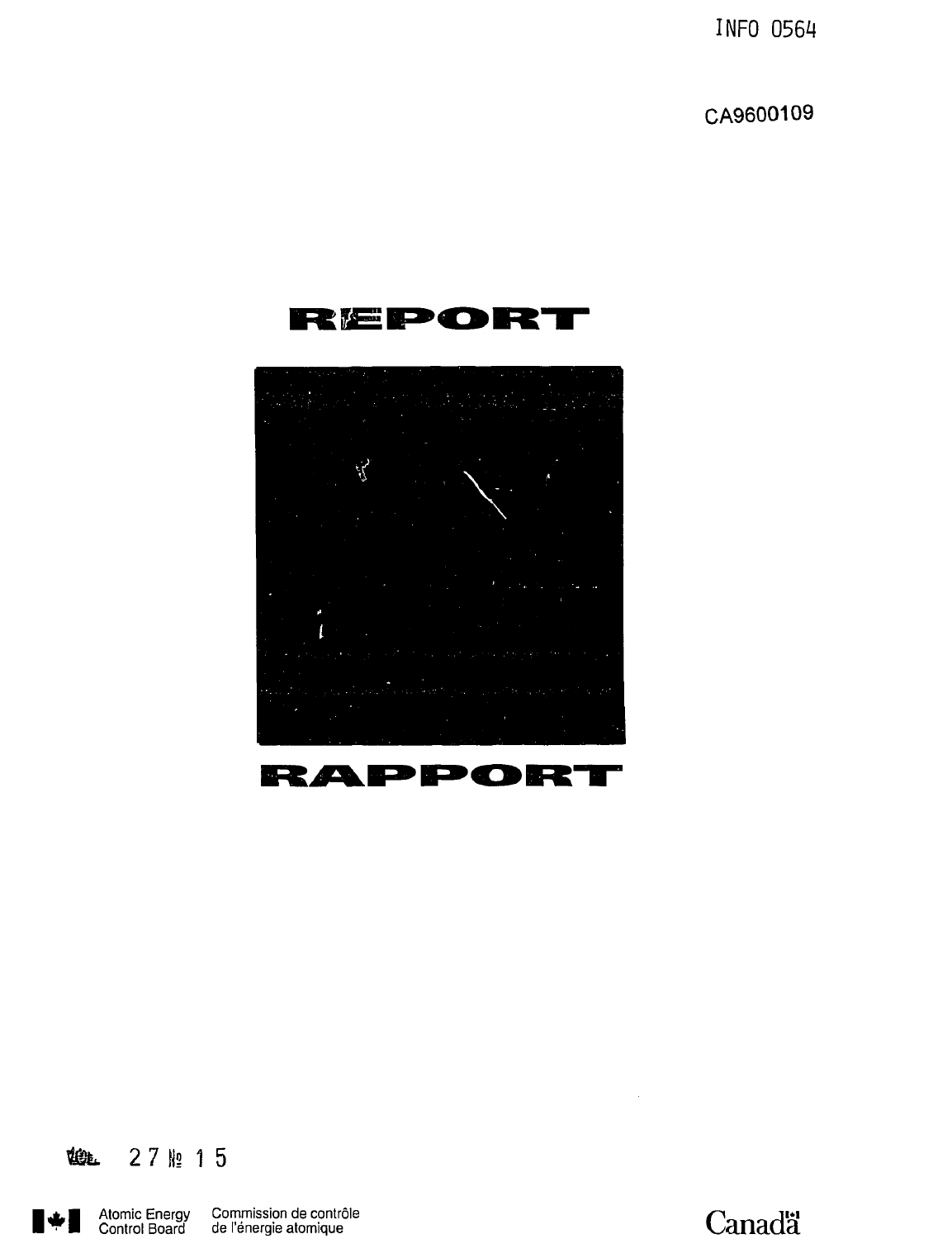INFO 0564

CA9600109

# REPORT

# RAPPORT

27 № 15

Atomic Energy Control Board

Commission de contrôle de l'énergie atomique

Canada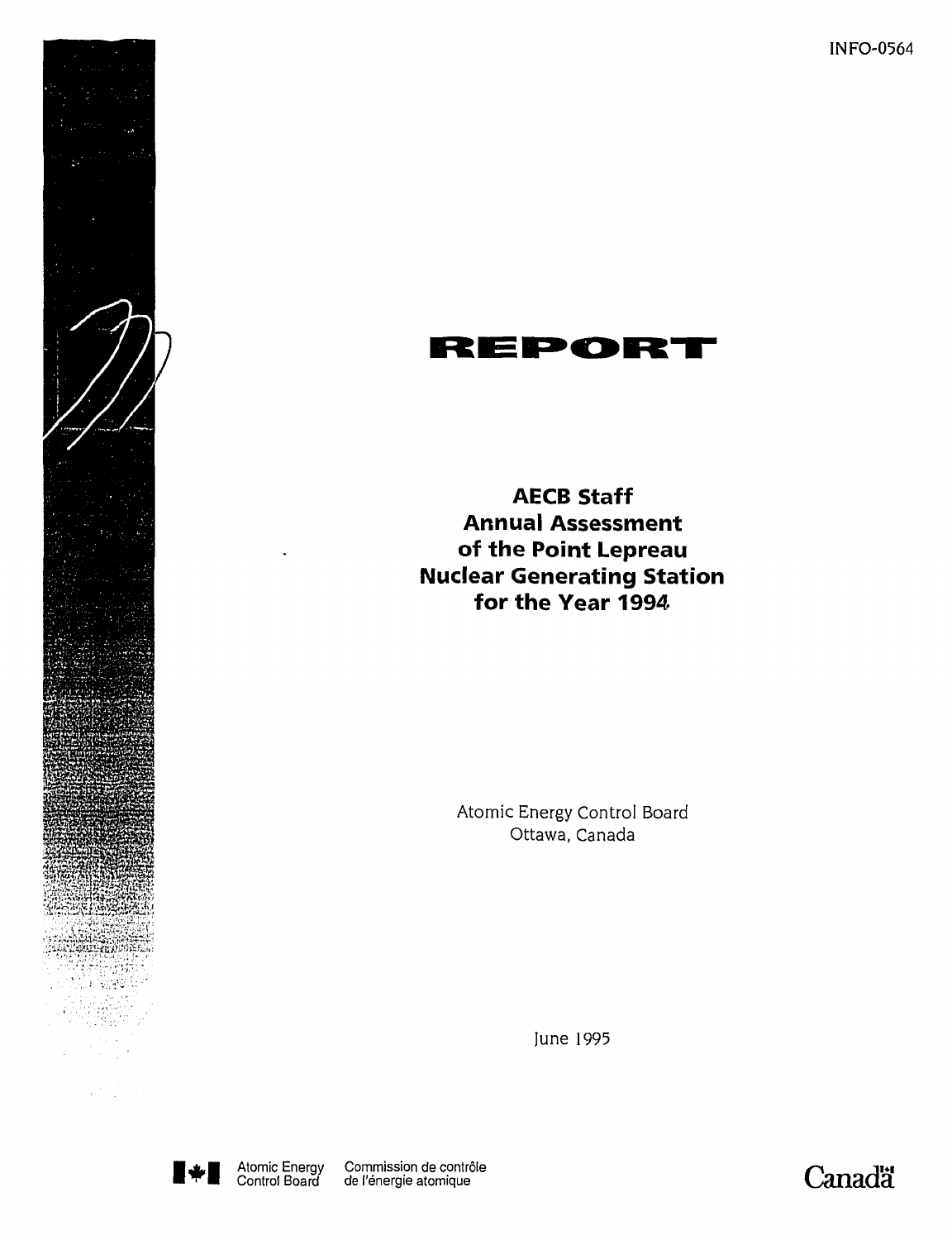INFO-0564

# REPORT

## AECB Staff Annual Assessment of the Point Lepreau Nuclear Generating Station for the Year 1994

Atomic Energy Control Board
Ottawa, Canada

June 1995

Atomic Energy Control Board    Commission de contrôle de l'énergie atomique

Canada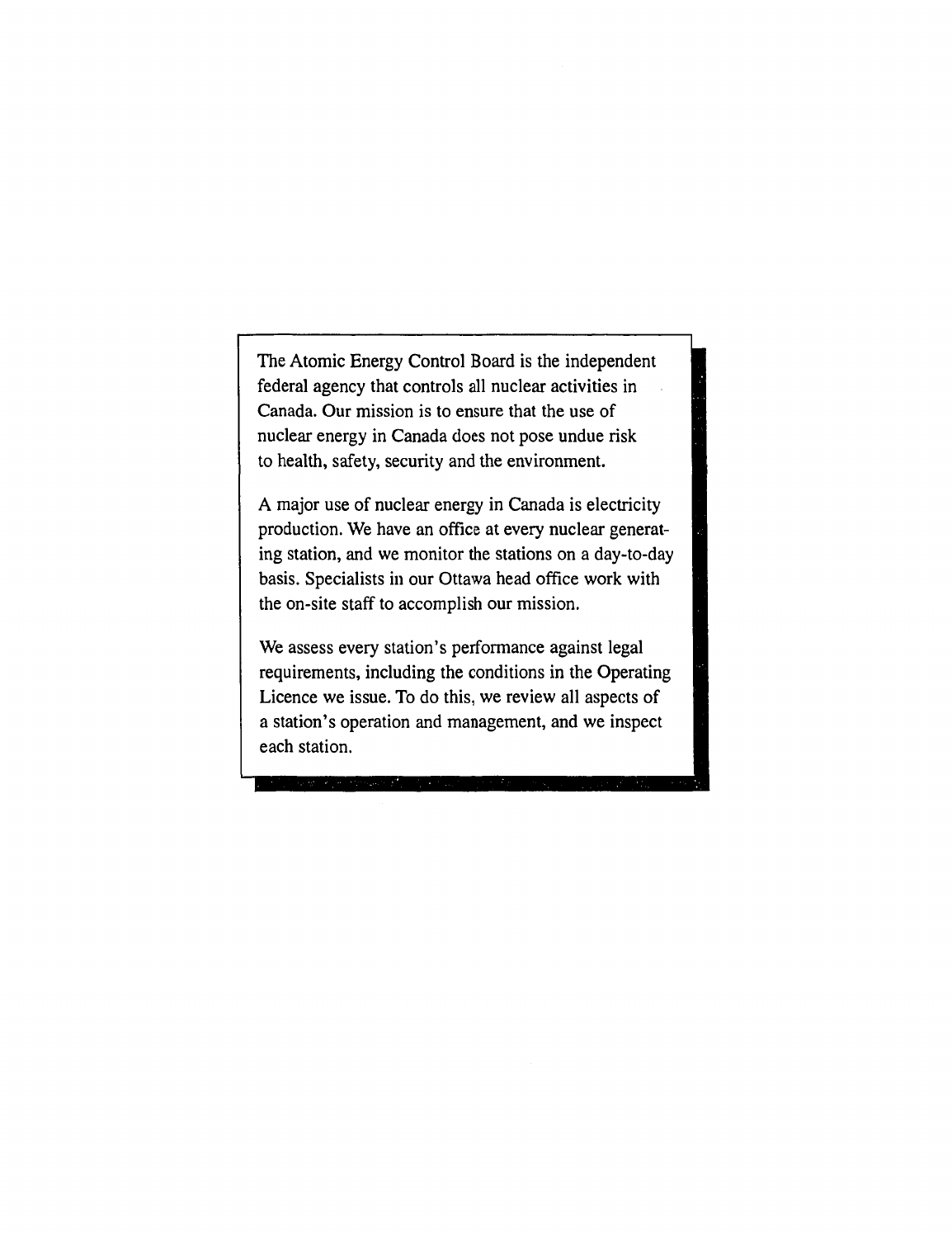The Atomic Energy Control Board is the independent federal agency that controls all nuclear activities in Canada. Our mission is to ensure that the use of nuclear energy in Canada does not pose undue risk to health, safety, security and the environment.

A major use of nuclear energy in Canada is electricity production. We have an office at every nuclear generating station, and we monitor the stations on a day-to-day basis. Specialists in our Ottawa head office work with the on-site staff to accomplish our mission.

We assess every station's performance against legal requirements, including the conditions in the Operating Licence we issue. To do this, we review all aspects of a station's operation and management, and we inspect each station.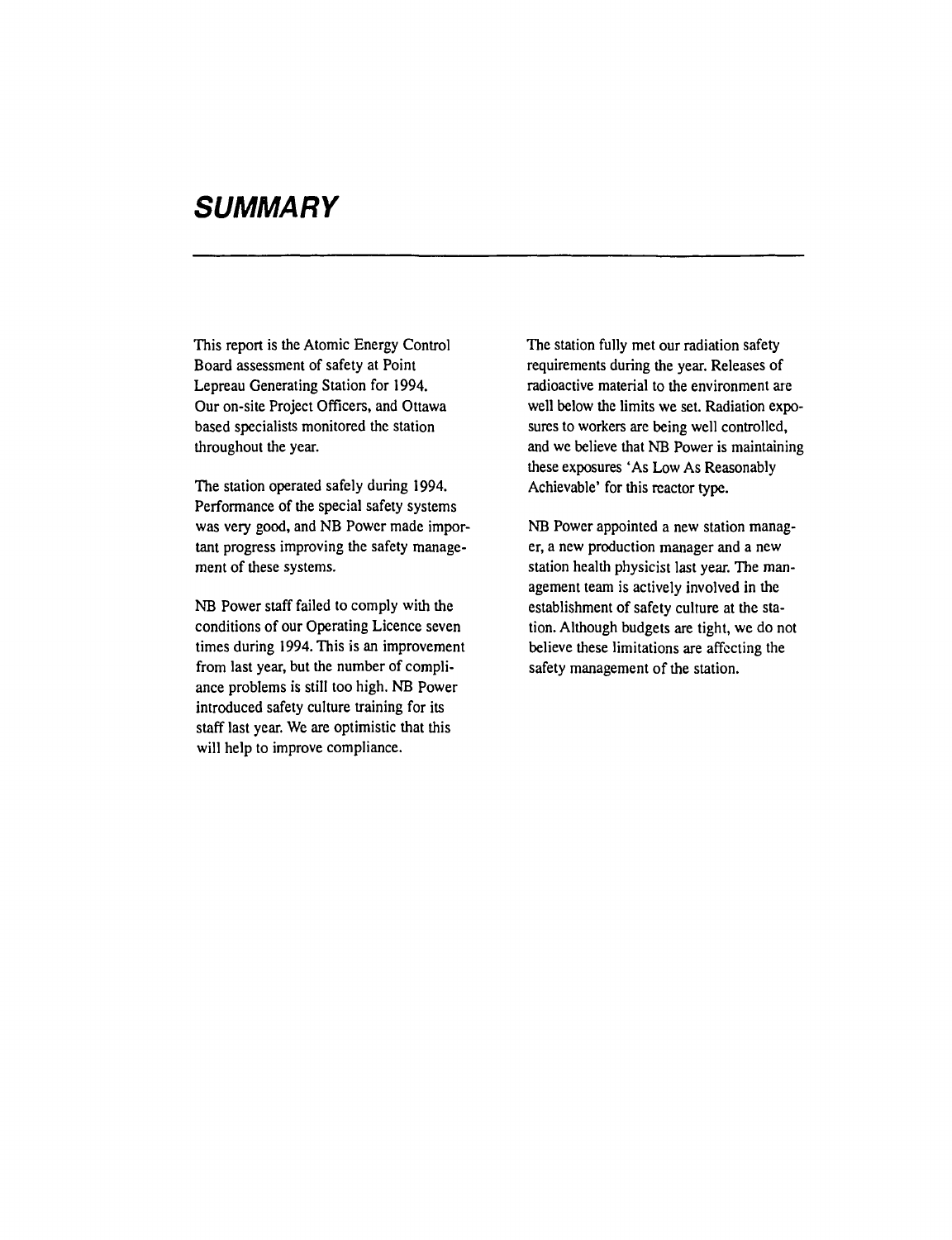# SUMMARY

This report is the Atomic Energy Control Board assessment of safety at Point Lepreau Generating Station for 1994. Our on-site Project Officers, and Ottawa based specialists monitored the station throughout the year.

The station operated safely during 1994. Performance of the special safety systems was very good, and NB Power made important progress improving the safety management of these systems.

NB Power staff failed to comply with the conditions of our Operating Licence seven times during 1994. This is an improvement from last year, but the number of compliance problems is still too high. NB Power introduced safety culture training for its staff last year. We are optimistic that this will help to improve compliance.

The station fully met our radiation safety requirements during the year. Releases of radioactive material to the environment are well below the limits we set. Radiation exposures to workers are being well controlled, and we believe that NB Power is maintaining these exposures 'As Low As Reasonably Achievable' for this reactor type.

NB Power appointed a new station manager, a new production manager and a new station health physicist last year. The management team is actively involved in the establishment of safety culture at the station. Although budgets are tight, we do not believe these limitations are affecting the safety management of the station.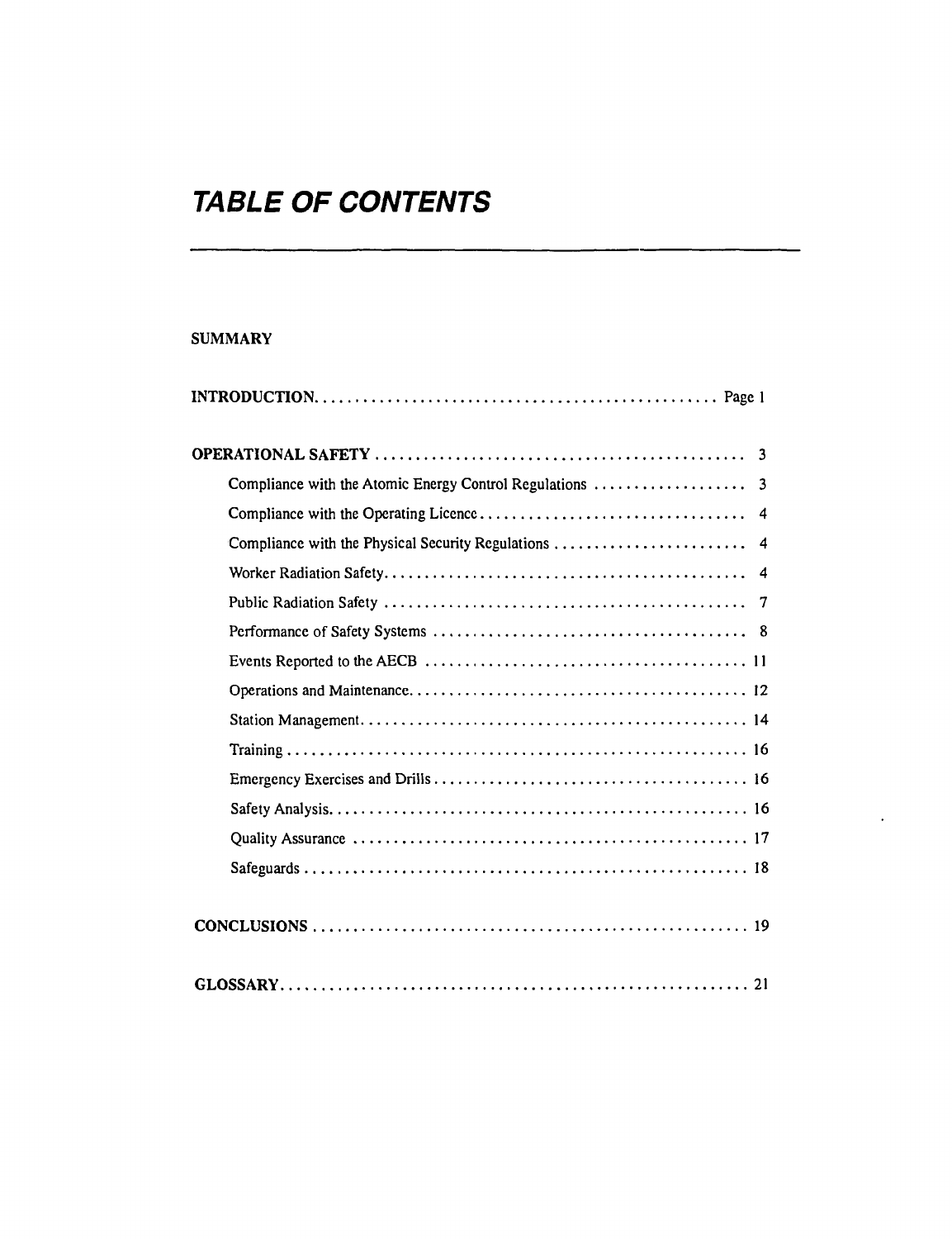# *TABLE OF CONTENTS*

SUMMARY

INTRODUCTION .................................................. Page 1

OPERATIONAL SAFETY .............................................. 3

- Compliance with the Atomic Energy Control Regulations .................. 3
- Compliance with the Operating Licence ................................. 4
- Compliance with the Physical Security Regulations ....................... 4
- Worker Radiation Safety ............................................ 4
- Public Radiation Safety ............................................. 7
- Performance of Safety Systems ....................................... 8
- Events Reported to the AECB ........................................ 11
- Operations and Maintenance .......................................... 12
- Station Management ................................................ 14
- Training .......................................................... 16
- Emergency Exercises and Drills ....................................... 16
- Safety Analysis ..................................................... 16
- Quality Assurance .................................................. 17
- Safeguards ........................................................ 18

CONCLUSIONS ...................................................... 19

GLOSSARY .......................................................... 21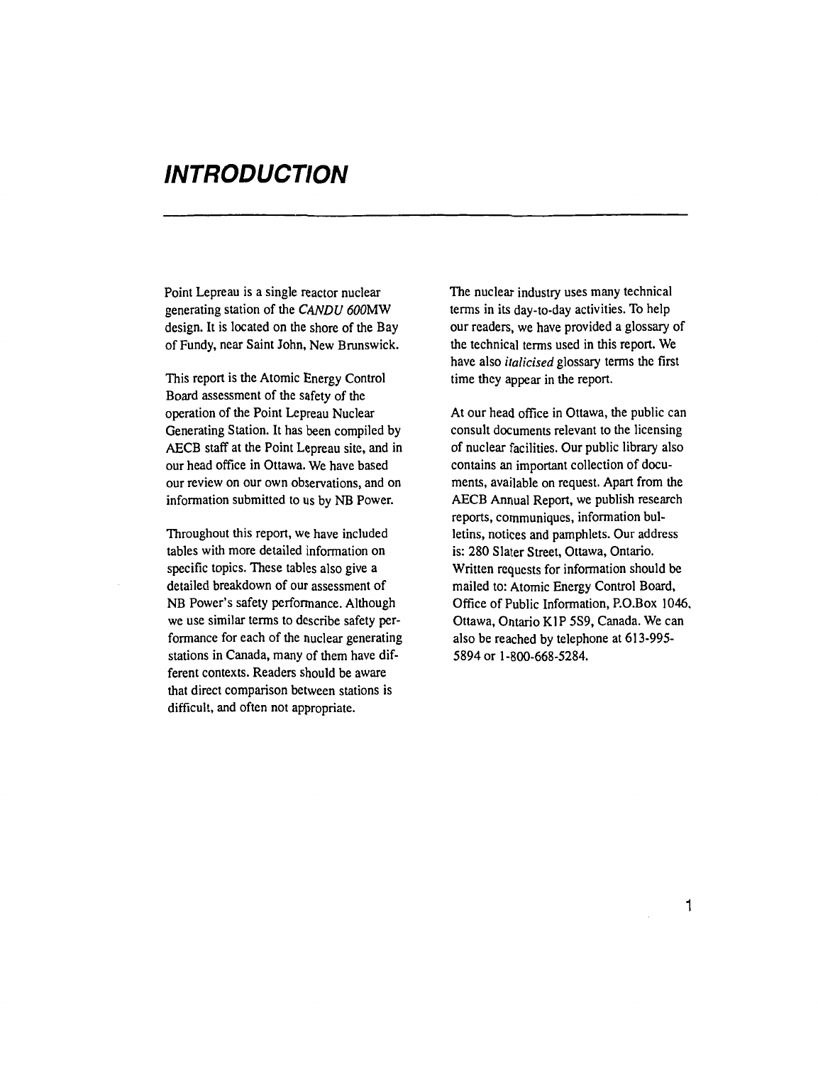# INTRODUCTION

Point Lepreau is a single reactor nuclear generating station of the *CANDU 600*MW design. It is located on the shore of the Bay of Fundy, near Saint John, New Brunswick.

This report is the Atomic Energy Control Board assessment of the safety of the operation of the Point Lepreau Nuclear Generating Station. It has been compiled by AECB staff at the Point Lepreau site, and in our head office in Ottawa. We have based our review on our own observations, and on information submitted to us by NB Power.

Throughout this report, we have included tables with more detailed information on specific topics. These tables also give a detailed breakdown of our assessment of NB Power's safety performance. Although we use similar terms to describe safety performance for each of the nuclear generating stations in Canada, many of them have different contexts. Readers should be aware that direct comparison between stations is difficult, and often not appropriate.

The nuclear industry uses many technical terms in its day-to-day activities. To help our readers, we have provided a glossary of the technical terms used in this report. We have also *italicised* glossary terms the first time they appear in the report.

At our head office in Ottawa, the public can consult documents relevant to the licensing of nuclear facilities. Our public library also contains an important collection of documents, available on request. Apart from the AECB Annual Report, we publish research reports, communiques, information bulletins, notices and pamphlets. Our address is: 280 Slater Street, Ottawa, Ontario. Written requests for information should be mailed to: Atomic Energy Control Board, Office of Public Information, P.O.Box 1046, Ottawa, Ontario K1P 5S9, Canada. We can also be reached by telephone at 613-995-5894 or 1-800-668-5284.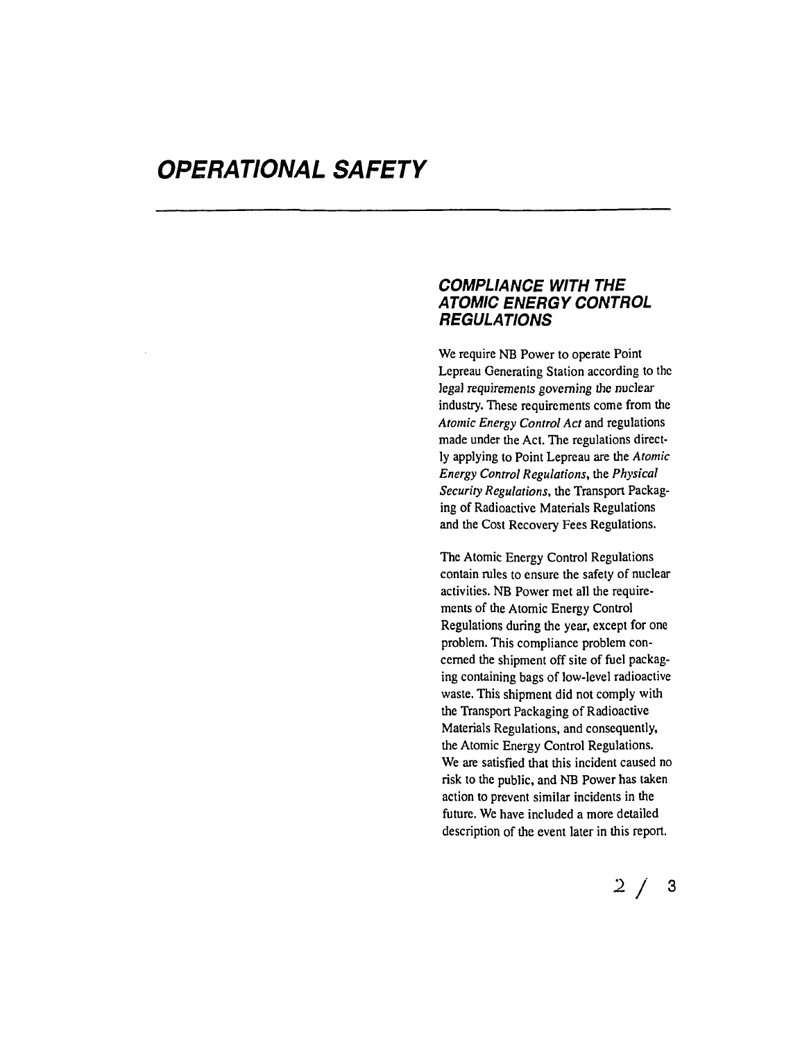# OPERATIONAL SAFETY

## COMPLIANCE WITH THE ATOMIC ENERGY CONTROL REGULATIONS

We require NB Power to operate Point Lepreau Generating Station according to the legal requirements governing the nuclear industry. These requirements come from the *Atomic Energy Control Act* and regulations made under the Act. The regulations directly applying to Point Lepreau are the *Atomic Energy Control Regulations*, the *Physical Security Regulations*, the Transport Packaging of Radioactive Materials Regulations and the Cost Recovery Fees Regulations.

The Atomic Energy Control Regulations contain rules to ensure the safety of nuclear activities. NB Power met all the requirements of the Atomic Energy Control Regulations during the year, except for one problem. This compliance problem concerned the shipment off site of fuel packaging containing bags of low-level radioactive waste. This shipment did not comply with the Transport Packaging of Radioactive Materials Regulations, and consequently, the Atomic Energy Control Regulations. We are satisfied that this incident caused no risk to the public, and NB Power has taken action to prevent similar incidents in the future. We have included a more detailed description of the event later in this report.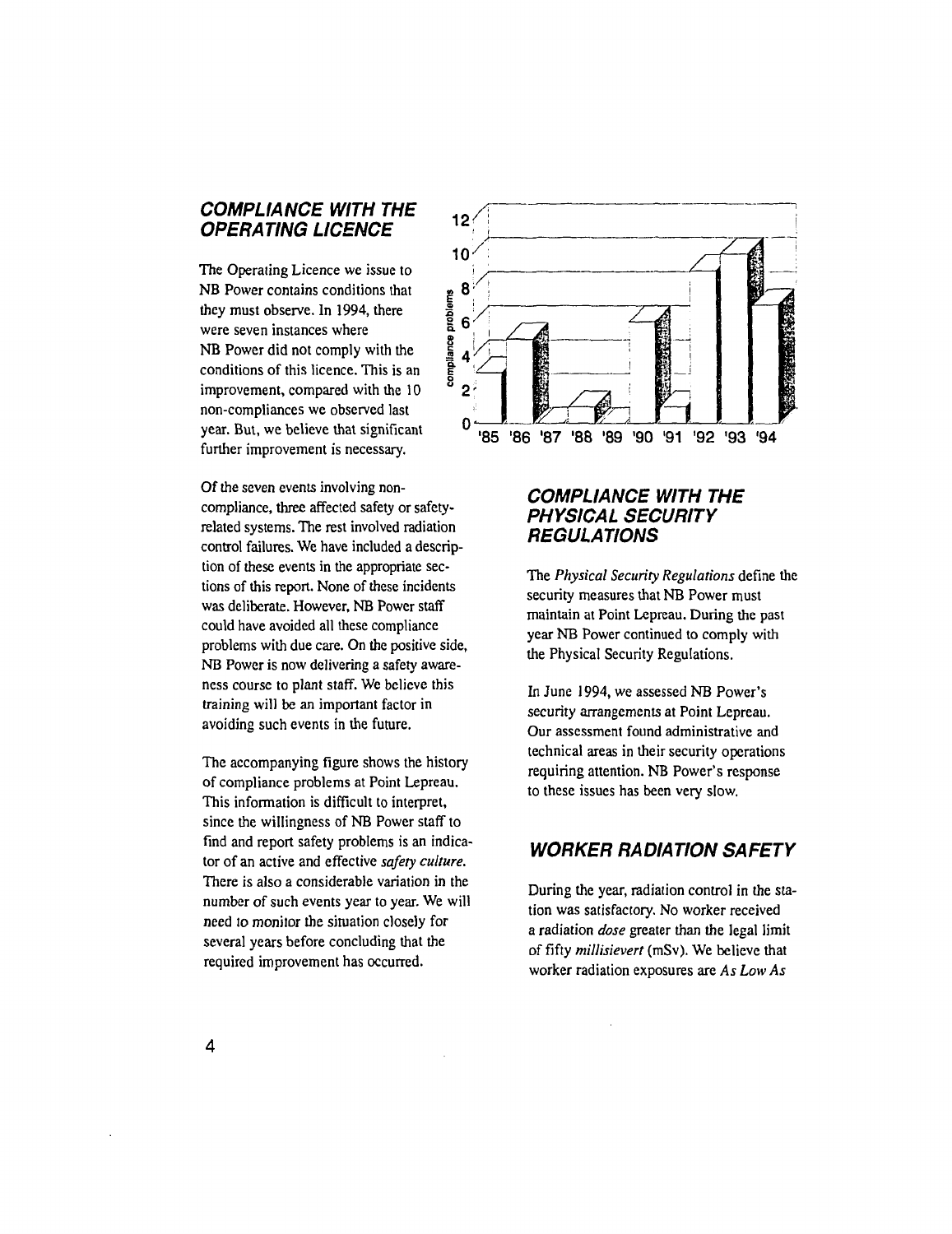## COMPLIANCE WITH THE OPERATING LICENCE

The Operating Licence we issue to NB Power contains conditions that they must observe. In 1994, there were seven instances where NB Power did not comply with the conditions of this licence. This is an improvement, compared with the 10 non-compliances we observed last year. But, we believe that significant further improvement is necessary.

12
10
8
6
4
2
0
compliance problems
'85 '86 '87 '88 '89 '90 '91 '92 '93 '94

Of the seven events involving non-compliance, three affected safety or safety-related systems. The rest involved radiation control failures. We have included a description of these events in the appropriate sections of this report. None of these incidents was deliberate. However, NB Power staff could have avoided all these compliance problems with due care. On the positive side, NB Power is now delivering a safety awareness course to plant staff. We believe this training will be an important factor in avoiding such events in the future.

The accompanying figure shows the history of compliance problems at Point Lepreau. This information is difficult to interpret, since the willingness of NB Power staff to find and report safety problems is an indicator of an active and effective *safety culture*. There is also a considerable variation in the number of such events year to year. We will need to monitor the situation closely for several years before concluding that the required improvement has occurred.

## COMPLIANCE WITH THE PHYSICAL SECURITY REGULATIONS

The *Physical Security Regulations* define the security measures that NB Power must maintain at Point Lepreau. During the past year NB Power continued to comply with the Physical Security Regulations.

In June 1994, we assessed NB Power's security arrangements at Point Lepreau. Our assessment found administrative and technical areas in their security operations requiring attention. NB Power's response to these issues has been very slow.

## WORKER RADIATION SAFETY

During the year, radiation control in the station was satisfactory. No worker received a radiation *dose* greater than the legal limit of fifty *millisievert* (mSv). We believe that worker radiation exposures are *As Low As*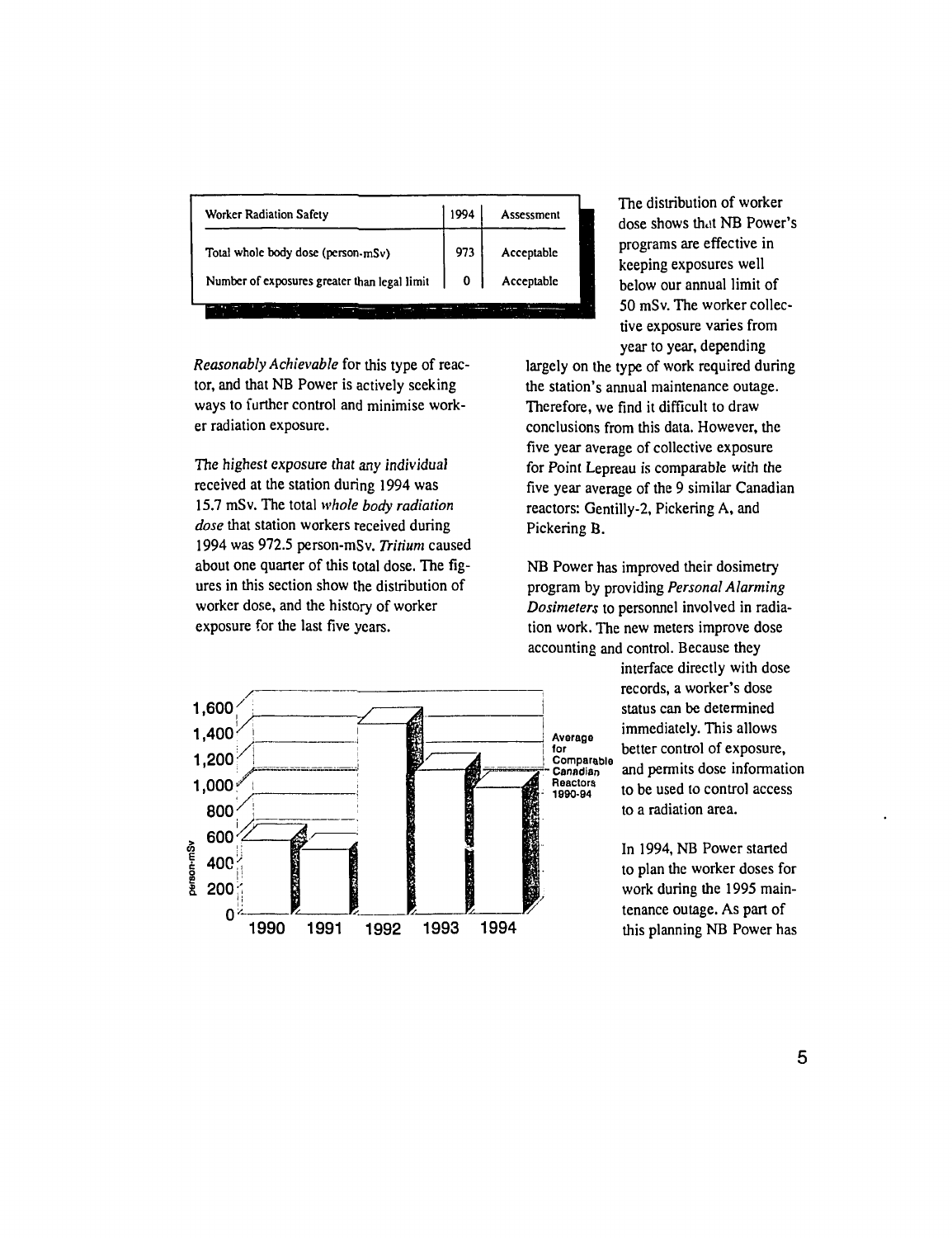| Worker Radiation Safety | 1994 | Assessment |
|---|---|---|
| Total whole body dose (person-mSv) | 973 | Acceptable |
| Number of exposures greater than legal limit | 0 | Acceptable |

*Reasonably Achievable* for this type of reactor, and that NB Power is actively seeking ways to further control and minimise worker radiation exposure.

The *highest exposure that any individual* received at the station during 1994 was 15.7 mSv. The total *whole body radiation dose* that station workers received during 1994 was 972.5 person-mSv. *Tritium* caused about one quarter of this total dose. The figures in this section show the distribution of worker dose, and the history of worker exposure for the last five years.

The distribution of worker dose shows that NB Power's programs are effective in keeping exposures well below our annual limit of 50 mSv. The worker collective exposure varies from year to year, depending largely on the type of work required during the station's annual maintenance outage. Therefore, we find it difficult to draw conclusions from this data. However, the five year average of collective exposure for Point Lepreau is comparable with the five year average of the 9 similar Canadian reactors: Gentilly-2, Pickering A, and Pickering B.

NB Power has improved their dosimetry program by providing *Personal Alarming Dosimeters* to personnel involved in radiation work. The new meters improve dose accounting and control. Because they interface directly with dose records, a worker's dose status can be determined immediately. This allows better control of exposure, and permits dose information to be used to control access to a radiation area.

In 1994, NB Power started to plan the worker doses for work during the 1995 maintenance outage. As part of this planning NB Power has

1,600
1,400
1,200
1,000
800
600
400
200
0
person-mSv
1990 1991 1992 1993 1994
Average for Comparable Canadian Reactors 1990-94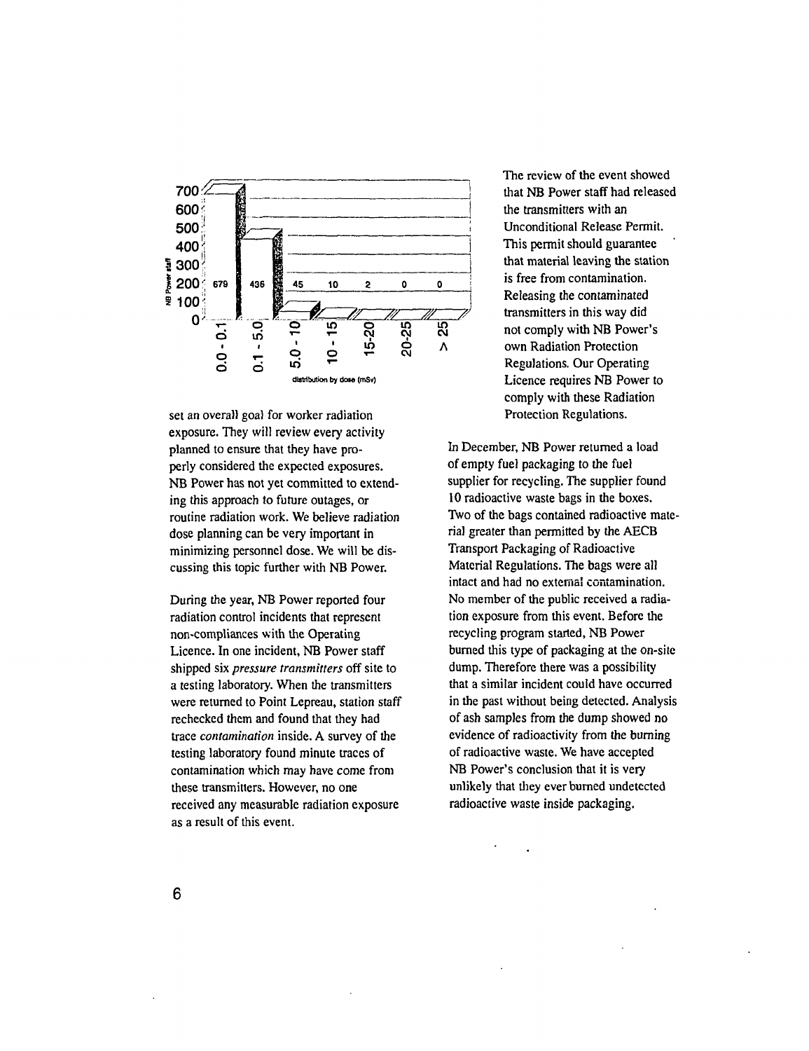700
600
500
400
300
200
100
0

NB Power staff

679 436 45 10 2 0 0

0.0 - 0.1
0.1 - 5.0
5.0 - 10
10 - 15
15-20
20-25
> 25

distribution by dose (mSv)

set an overall goal for worker radiation exposure. They will review every activity planned to ensure that they have properly considered the expected exposures. NB Power has not yet committed to extending this approach to future outages, or routine radiation work. We believe radiation dose planning can be very important in minimizing personnel dose. We will be discussing this topic further with NB Power.

During the year, NB Power reported four radiation control incidents that represent non-compliances with the Operating Licence. In one incident, NB Power staff shipped six *pressure transmitters* off site to a testing laboratory. When the transmitters were returned to Point Lepreau, station staff rechecked them and found that they had trace *contamination* inside. A survey of the testing laboratory found minute traces of contamination which may have come from these transmitters. However, no one received any measurable radiation exposure as a result of this event.

The review of the event showed that NB Power staff had released the transmitters with an Unconditional Release Permit. This permit should guarantee that material leaving the station is free from contamination. Releasing the contaminated transmitters in this way did not comply with NB Power's own Radiation Protection Regulations. Our Operating Licence requires NB Power to comply with these Radiation Protection Regulations.

In December, NB Power returned a load of empty fuel packaging to the fuel supplier for recycling. The supplier found 10 radioactive waste bags in the boxes. Two of the bags contained radioactive material greater than permitted by the AECB Transport Packaging of Radioactive Material Regulations. The bags were all intact and had no external contamination. No member of the public received a radiation exposure from this event. Before the recycling program started, NB Power burned this type of packaging at the on-site dump. Therefore there was a possibility that a similar incident could have occurred in the past without being detected. Analysis of ash samples from the dump showed no evidence of radioactivity from the burning of radioactive waste. We have accepted NB Power's conclusion that it is very unlikely that they ever burned undetected radioactive waste inside packaging.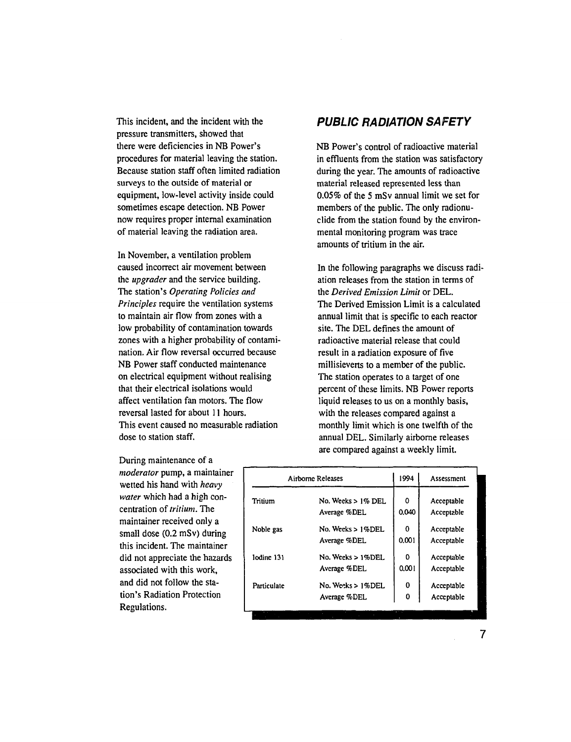This incident, and the incident with the pressure transmitters, showed that there were deficiencies in NB Power's procedures for material leaving the station. Because station staff often limited radiation surveys to the outside of material or equipment, low-level activity inside could sometimes escape detection. NB Power now requires proper internal examination of material leaving the radiation area.

In November, a ventilation problem caused incorrect air movement between the *upgrader* and the service building. The station's *Operating Policies and Principles* require the ventilation systems to maintain air flow from zones with a low probability of contamination towards zones with a higher probability of contamination. Air flow reversal occurred because NB Power staff conducted maintenance on electrical equipment without realising that their electrical isolations would affect ventilation fan motors. The flow reversal lasted for about 11 hours. This event caused no measurable radiation dose to station staff.

During maintenance of a *moderator* pump, a maintainer wetted his hand with *heavy water* which had a high concentration of *tritium*. The maintainer received only a small dose (0.2 mSv) during this incident. The maintainer did not appreciate the hazards associated with this work, and did not follow the station's Radiation Protection Regulations.

## PUBLIC RADIATION SAFETY

NB Power's control of radioactive material in effluents from the station was satisfactory during the year. The amounts of radioactive material released represented less than 0.05% of the 5 mSv annual limit we set for members of the public. The only radionuclide from the station found by the environmental monitoring program was trace amounts of tritium in the air.

In the following paragraphs we discuss radiation releases from the station in terms of the *Derived Emission Limit* or DEL. The Derived Emission Limit is a calculated annual limit that is specific to each reactor site. The DEL defines the amount of radioactive material release that could result in a radiation exposure of five millisieverts to a member of the public. The station operates to a target of one percent of these limits. NB Power reports liquid releases to us on a monthly basis, with the releases compared against a monthly limit which is one twelfth of the annual DEL. Similarly airborne releases are compared against a weekly limit.

| Airborne Releases | | 1994 | Assessment |
|---|---|---|---|
| Tritium | No. Weeks > 1% DEL | 0 | Acceptable |
| | Average %DEL | 0.040 | Acceptable |
| Noble gas | No. Weeks > 1%DEL | 0 | Acceptable |
| | Average %DEL | 0.001 | Acceptable |
| Iodine 131 | No. Weeks > 1%DEL | 0 | Acceptable |
| | Average %DEL | 0.001 | Acceptable |
| Particulate | No. Weeks > 1%DEL | 0 | Acceptable |
| | Average %DEL | 0 | Acceptable |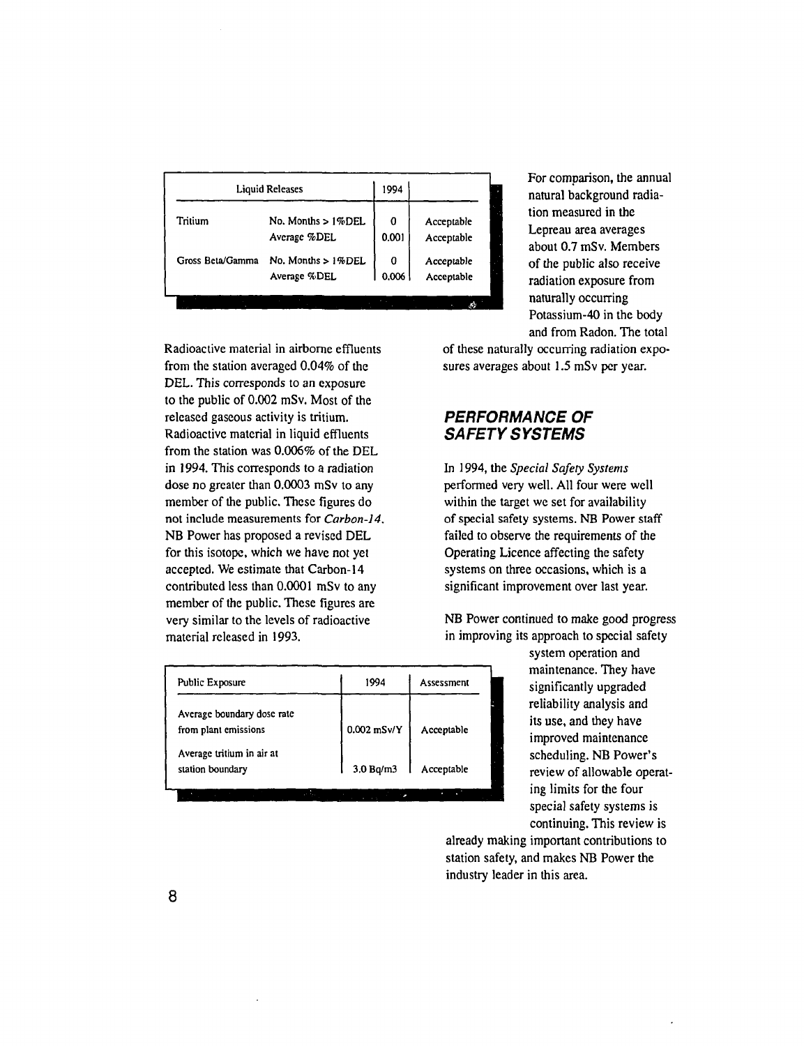| Liquid Releases | | 1994 | |
|---|---|---|---|
| Tritium | No. Months > 1%DEL | 0 | Acceptable |
| | Average %DEL | 0.001 | Acceptable |
| Gross Beta/Gamma | No. Months > 1%DEL | 0 | Acceptable |
| | Average %DEL | 0.006 | Acceptable |

For comparison, the annual natural background radiation measured in the Lepreau area averages about 0.7 mSv. Members of the public also receive radiation exposure from naturally occurring Potassium-40 in the body and from Radon. The total of these naturally occurring radiation exposures averages about 1.5 mSv per year.

Radioactive material in airborne effluents from the station averaged 0.04% of the DEL. This corresponds to an exposure to the public of 0.002 mSv. Most of the released gaseous activity is tritium. Radioactive material in liquid effluents from the station was 0.006% of the DEL in 1994. This corresponds to a radiation dose no greater than 0.0003 mSv to any member of the public. These figures do not include measurements for *Carbon-14*. NB Power has proposed a revised DEL for this isotope, which we have not yet accepted. We estimate that Carbon-14 contributed less than 0.0001 mSv to any member of the public. These figures are very similar to the levels of radioactive material released in 1993.

| Public Exposure | 1994 | Assessment |
|---|---|---|
| Average boundary dose rate from plant emissions | 0.002 mSv/Y | Acceptable |
| Average tritium in air at station boundary | 3.0 Bq/m3 | Acceptable |

## PERFORMANCE OF SAFETY SYSTEMS

In 1994, the *Special Safety Systems* performed very well. All four were well within the target we set for availability of special safety systems. NB Power staff failed to observe the requirements of the Operating Licence affecting the safety systems on three occasions, which is a significant improvement over last year.

NB Power continued to make good progress in improving its approach to special safety system operation and maintenance. They have significantly upgraded reliability analysis and its use, and they have improved maintenance scheduling. NB Power's review of allowable operating limits for the four special safety systems is continuing. This review is already making important contributions to station safety, and makes NB Power the industry leader in this area.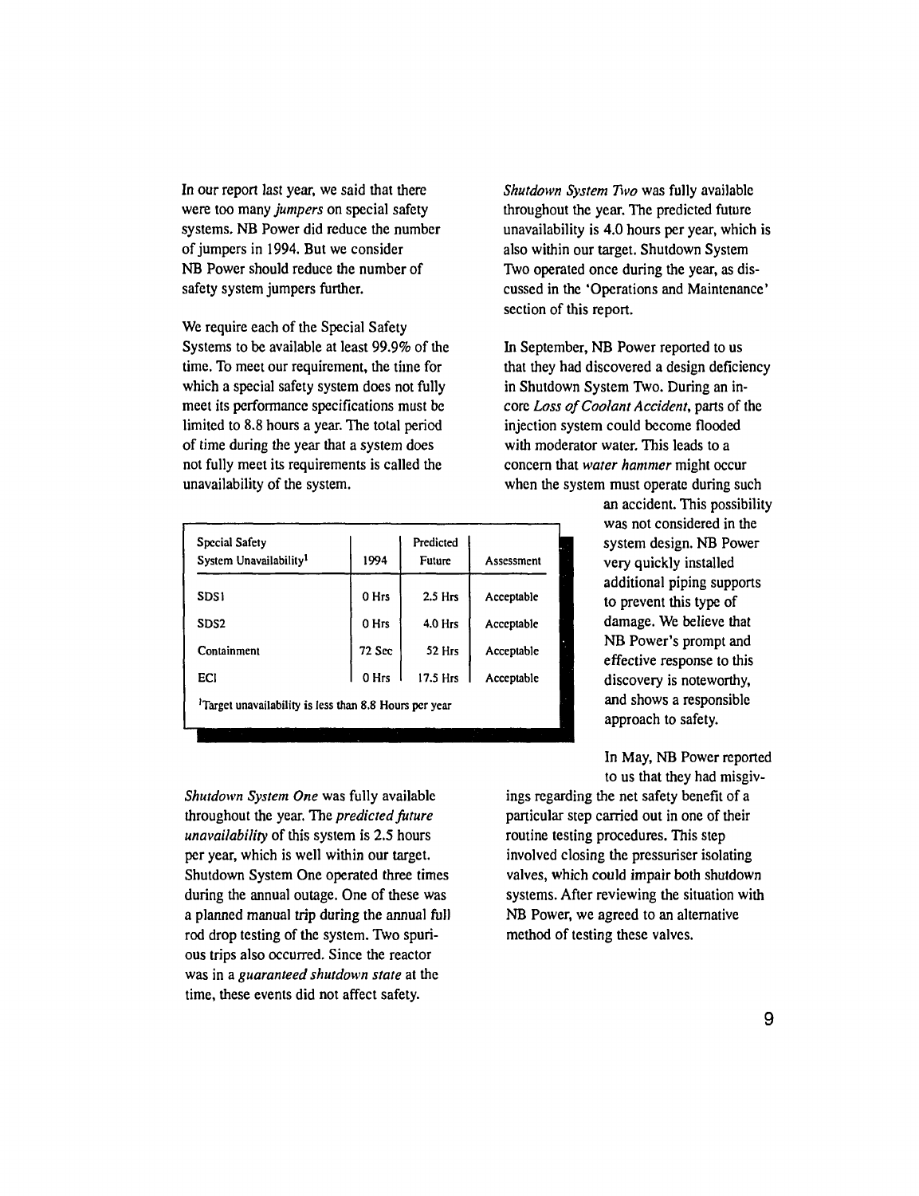In our report last year, we said that there were too many *jumpers* on special safety systems. NB Power did reduce the number of jumpers in 1994. But we consider NB Power should reduce the number of safety system jumpers further.

We require each of the Special Safety Systems to be available at least 99.9% of the time. To meet our requirement, the time for which a special safety system does not fully meet its performance specifications must be limited to 8.8 hours a year. The total period of time during the year that a system does not fully meet its requirements is called the unavailability of the system.

| Special Safety System Unavailability[1] | 1994 | Predicted Future | Assessment |
|---|---|---|---|
| SDS1 | 0 Hrs | 2.5 Hrs | Acceptable |
| SDS2 | 0 Hrs | 4.0 Hrs | Acceptable |
| Containment | 72 Sec | 52 Hrs | Acceptable |
| ECI | 0 Hrs | 17.5 Hrs | Acceptable |

[1]Target unavailability is less than 8.8 Hours per year

*Shutdown System One* was fully available throughout the year. The *predicted future unavailability* of this system is 2.5 hours per year, which is well within our target. Shutdown System One operated three times during the annual outage. One of these was a planned manual trip during the annual full rod drop testing of the system. Two spurious trips also occurred. Since the reactor was in a *guaranteed shutdown state* at the time, these events did not affect safety.

*Shutdown System Two* was fully available throughout the year. The predicted future unavailability is 4.0 hours per year, which is also within our target. Shutdown System Two operated once during the year, as discussed in the 'Operations and Maintenance' section of this report.

In September, NB Power reported to us that they had discovered a design deficiency in Shutdown System Two. During an in-core *Loss of Coolant Accident*, parts of the injection system could become flooded with moderator water. This leads to a concern that *water hammer* might occur when the system must operate during such an accident. This possibility was not considered in the system design. NB Power very quickly installed additional piping supports to prevent this type of damage. We believe that NB Power's prompt and effective response to this discovery is noteworthy, and shows a responsible approach to safety.

In May, NB Power reported to us that they had misgivings regarding the net safety benefit of a particular step carried out in one of their routine testing procedures. This step involved closing the pressuriser isolating valves, which could impair both shutdown systems. After reviewing the situation with NB Power, we agreed to an alternative method of testing these valves.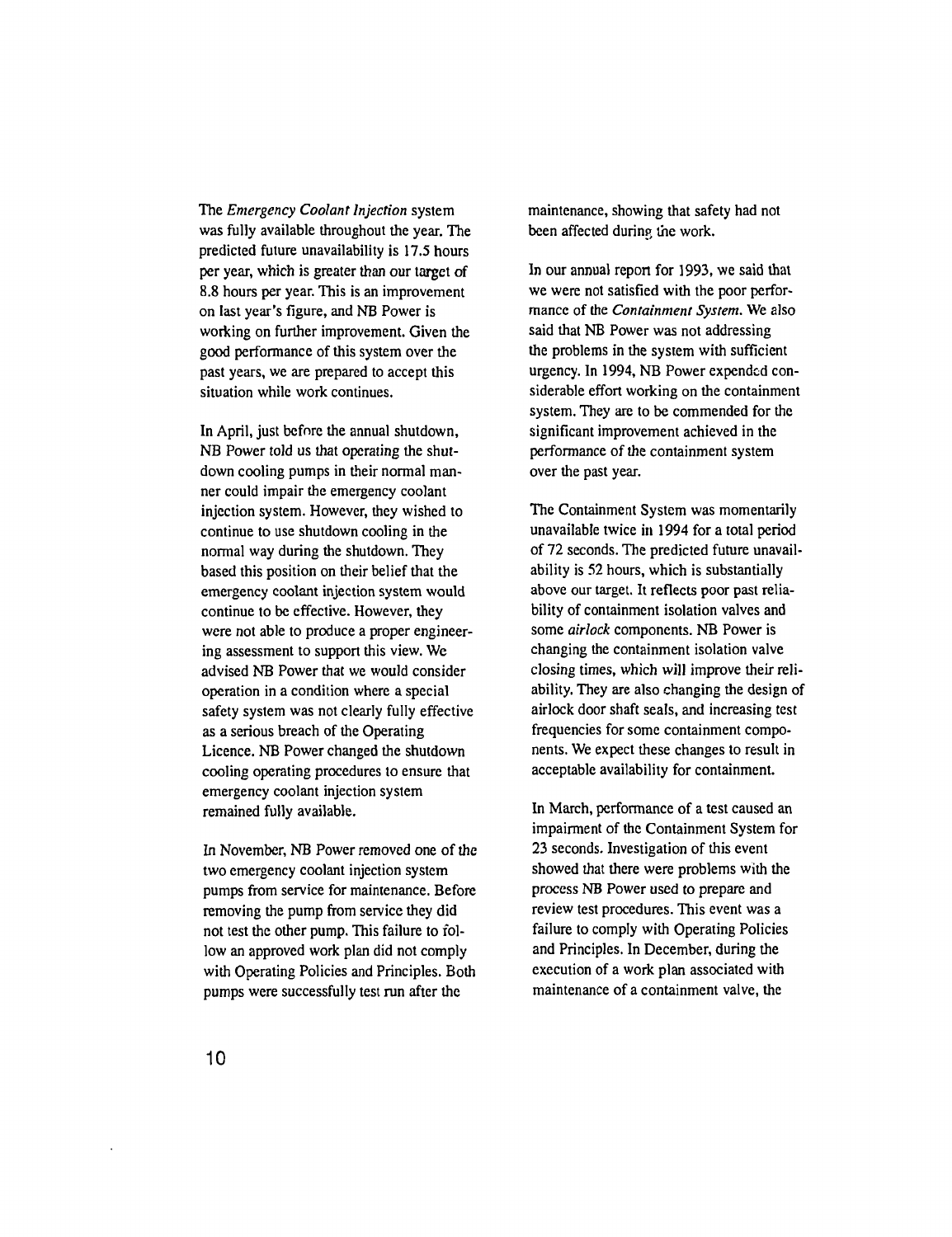The *Emergency Coolant Injection* system was fully available throughout the year. The predicted future unavailability is 17.5 hours per year, which is greater than our target of 8.8 hours per year. This is an improvement on last year's figure, and NB Power is working on further improvement. Given the good performance of this system over the past years, we are prepared to accept this situation while work continues.

In April, just before the annual shutdown, NB Power told us that operating the shutdown cooling pumps in their normal manner could impair the emergency coolant injection system. However, they wished to continue to use shutdown cooling in the normal way during the shutdown. They based this position on their belief that the emergency coolant injection system would continue to be effective. However, they were not able to produce a proper engineering assessment to support this view. We advised NB Power that we would consider operation in a condition where a special safety system was not clearly fully effective as a serious breach of the Operating Licence. NB Power changed the shutdown cooling operating procedures to ensure that emergency coolant injection system remained fully available.

In November, NB Power removed one of the two emergency coolant injection system pumps from service for maintenance. Before removing the pump from service they did not test the other pump. This failure to follow an approved work plan did not comply with Operating Policies and Principles. Both pumps were successfully test run after the maintenance, showing that safety had not been affected during the work.

In our annual report for 1993, we said that we were not satisfied with the poor performance of the *Containment System*. We also said that NB Power was not addressing the problems in the system with sufficient urgency. In 1994, NB Power expended considerable effort working on the containment system. They are to be commended for the significant improvement achieved in the performance of the containment system over the past year.

The Containment System was momentarily unavailable twice in 1994 for a total period of 72 seconds. The predicted future unavailability is 52 hours, which is substantially above our target. It reflects poor past reliability of containment isolation valves and some *airlock* components. NB Power is changing the containment isolation valve closing times, which will improve their reliability. They are also changing the design of airlock door shaft seals, and increasing test frequencies for some containment components. We expect these changes to result in acceptable availability for containment.

In March, performance of a test caused an impairment of the Containment System for 23 seconds. Investigation of this event showed that there were problems with the process NB Power used to prepare and review test procedures. This event was a failure to comply with Operating Policies and Principles. In December, during the execution of a work plan associated with maintenance of a containment valve, the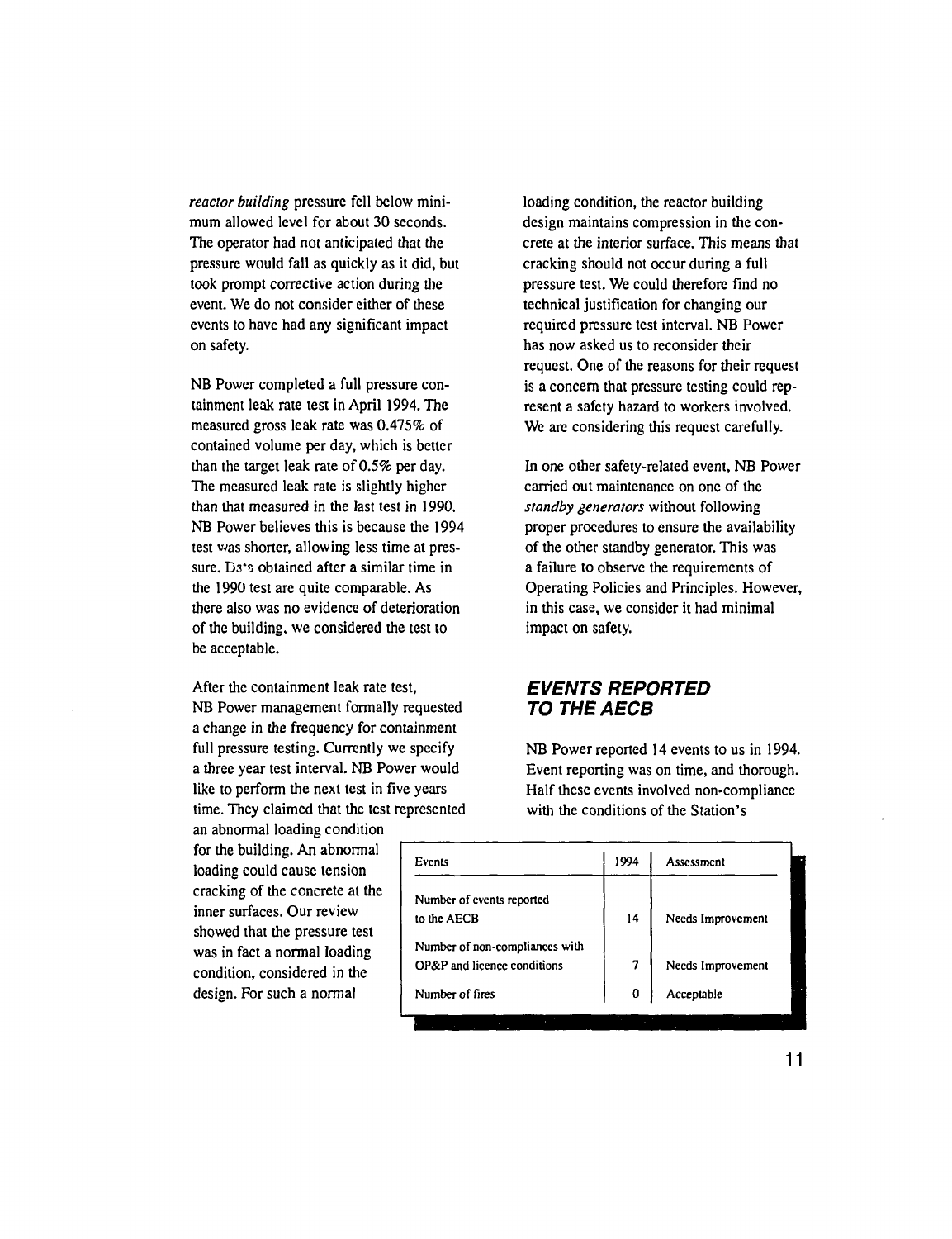*reactor building* pressure fell below minimum allowed level for about 30 seconds. The operator had not anticipated that the pressure would fall as quickly as it did, but took prompt corrective action during the event. We do not consider either of these events to have had any significant impact on safety.

NB Power completed a full pressure containment leak rate test in April 1994. The measured gross leak rate was 0.475% of contained volume per day, which is better than the target leak rate of 0.5% per day. The measured leak rate is slightly higher than that measured in the last test in 1990. NB Power believes this is because the 1994 test was shorter, allowing less time at pressure. Data obtained after a similar time in the 1990 test are quite comparable. As there also was no evidence of deterioration of the building, we considered the test to be acceptable.

After the containment leak rate test, NB Power management formally requested a change in the frequency for containment full pressure testing. Currently we specify a three year test interval. NB Power would like to perform the next test in five years time. They claimed that the test represented an abnormal loading condition for the building. An abnormal loading could cause tension cracking of the concrete at the inner surfaces. Our review showed that the pressure test was in fact a normal loading condition, considered in the design. For such a normal loading condition, the reactor building design maintains compression in the concrete at the interior surface. This means that cracking should not occur during a full pressure test. We could therefore find no technical justification for changing our required pressure test interval. NB Power has now asked us to reconsider their request. One of the reasons for their request is a concern that pressure testing could represent a safety hazard to workers involved. We are considering this request carefully.

In one other safety-related event, NB Power carried out maintenance on one of the *standby generators* without following proper procedures to ensure the availability of the other standby generator. This was a failure to observe the requirements of Operating Policies and Principles. However, in this case, we consider it had minimal impact on safety.

## EVENTS REPORTED TO THE AECB

NB Power reported 14 events to us in 1994. Event reporting was on time, and thorough. Half these events involved non-compliance with the conditions of the Station's

| Events | 1994 | Assessment |
|---|---|---|
| Number of events reported to the AECB | 14 | Needs Improvement |
| Number of non-compliances with OP&P and licence conditions | 7 | Needs Improvement |
| Number of fires | 0 | Acceptable |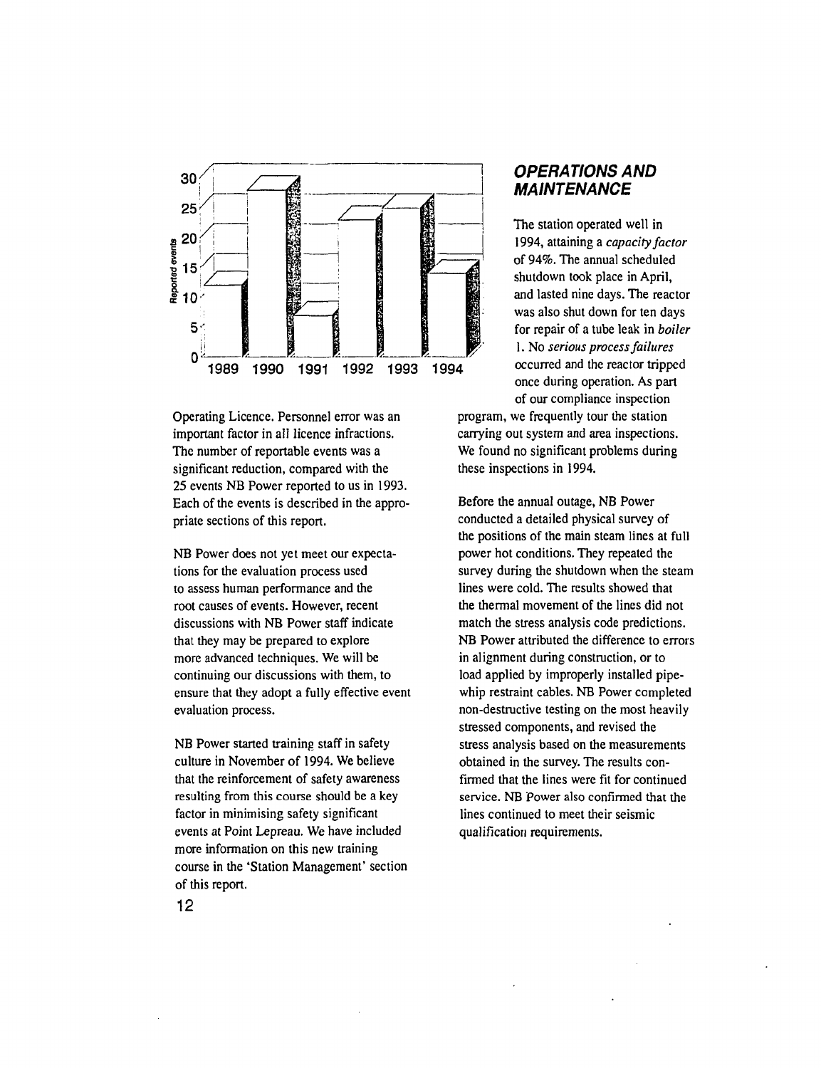30
25
20
15
10
5
0
Reported events
1989 1990 1991 1992 1993 1994

Operating Licence. Personnel error was an important factor in all licence infractions. The number of reportable events was a significant reduction, compared with the 25 events NB Power reported to us in 1993. Each of the events is described in the appropriate sections of this report.

NB Power does not yet meet our expectations for the evaluation process used to assess human performance and the root causes of events. However, recent discussions with NB Power staff indicate that they may be prepared to explore more advanced techniques. We will be continuing our discussions with them, to ensure that they adopt a fully effective event evaluation process.

NB Power started training staff in safety culture in November of 1994. We believe that the reinforcement of safety awareness resulting from this course should be a key factor in minimising safety significant events at Point Lepreau. We have included more information on this new training course in the 'Station Management' section of this report.

## OPERATIONS AND MAINTENANCE

The station operated well in 1994, attaining a *capacity factor* of 94%. The annual scheduled shutdown took place in April, and lasted nine days. The reactor was also shut down for ten days for repair of a tube leak in *boiler* 1. No *serious process failures* occurred and the reactor tripped once during operation. As part of our compliance inspection program, we frequently tour the station carrying out system and area inspections. We found no significant problems during these inspections in 1994.

Before the annual outage, NB Power conducted a detailed physical survey of the positions of the main steam lines at full power hot conditions. They repeated the survey during the shutdown when the steam lines were cold. The results showed that the thermal movement of the lines did not match the stress analysis code predictions. NB Power attributed the difference to errors in alignment during construction, or to load applied by improperly installed pipe-whip restraint cables. NB Power completed non-destructive testing on the most heavily stressed components, and revised the stress analysis based on the measurements obtained in the survey. The results confirmed that the lines were fit for continued service. NB Power also confirmed that the lines continued to meet their seismic qualification requirements.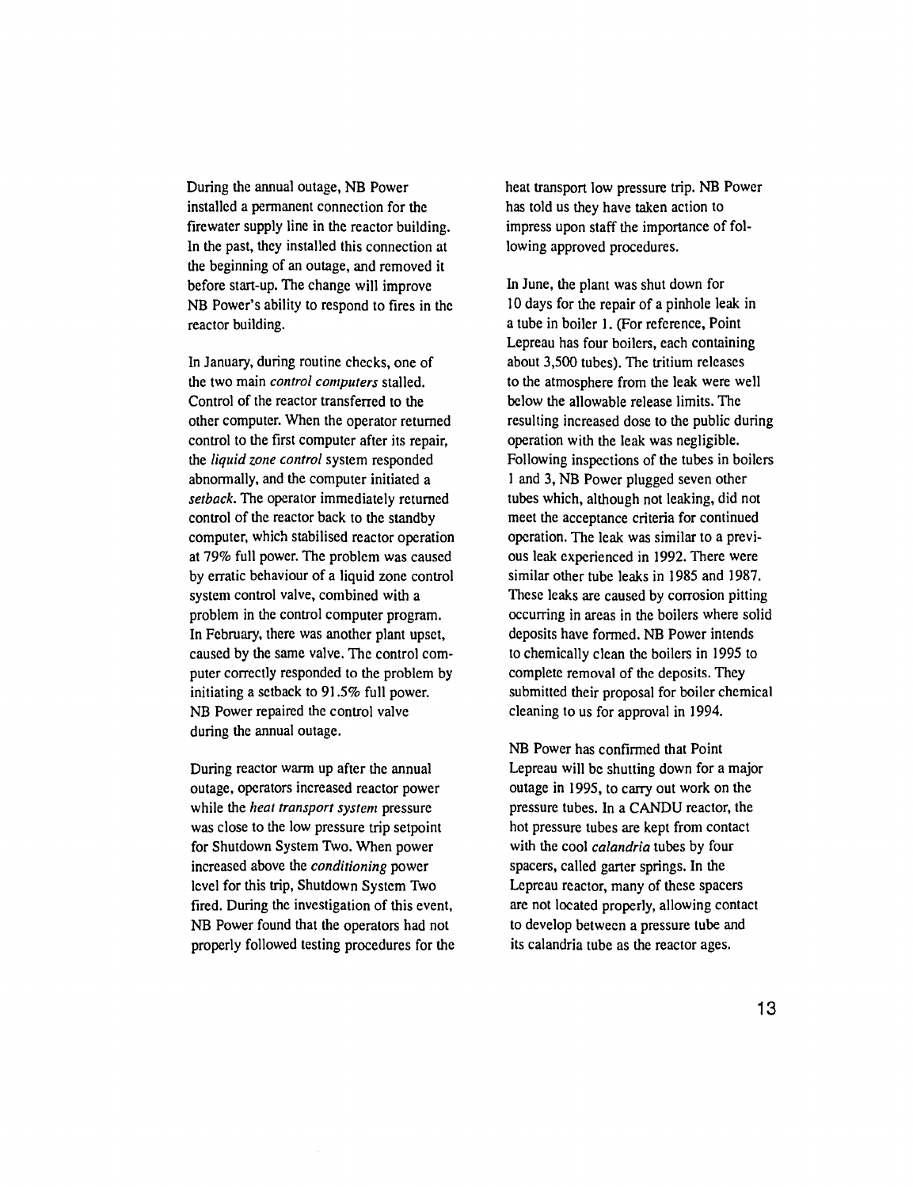During the annual outage, NB Power installed a permanent connection for the firewater supply line in the reactor building. In the past, they installed this connection at the beginning of an outage, and removed it before start-up. The change will improve NB Power's ability to respond to fires in the reactor building.

In January, during routine checks, one of the two main *control computers* stalled. Control of the reactor transferred to the other computer. When the operator returned control to the first computer after its repair, the *liquid zone control* system responded abnormally, and the computer initiated a *setback*. The operator immediately returned control of the reactor back to the standby computer, which stabilised reactor operation at 79% full power. The problem was caused by erratic behaviour of a liquid zone control system control valve, combined with a problem in the control computer program. In February, there was another plant upset, caused by the same valve. The control computer correctly responded to the problem by initiating a setback to 91.5% full power. NB Power repaired the control valve during the annual outage.

During reactor warm up after the annual outage, operators increased reactor power while the *heat transport system* pressure was close to the low pressure trip setpoint for Shutdown System Two. When power increased above the *conditioning* power level for this trip, Shutdown System Two fired. During the investigation of this event, NB Power found that the operators had not properly followed testing procedures for the heat transport low pressure trip. NB Power has told us they have taken action to impress upon staff the importance of following approved procedures.

In June, the plant was shut down for 10 days for the repair of a pinhole leak in a tube in boiler 1. (For reference, Point Lepreau has four boilers, each containing about 3,500 tubes). The tritium releases to the atmosphere from the leak were well below the allowable release limits. The resulting increased dose to the public during operation with the leak was negligible. Following inspections of the tubes in boilers 1 and 3, NB Power plugged seven other tubes which, although not leaking, did not meet the acceptance criteria for continued operation. The leak was similar to a previous leak experienced in 1992. There were similar other tube leaks in 1985 and 1987. These leaks are caused by corrosion pitting occurring in areas in the boilers where solid deposits have formed. NB Power intends to chemically clean the boilers in 1995 to complete removal of the deposits. They submitted their proposal for boiler chemical cleaning to us for approval in 1994.

NB Power has confirmed that Point Lepreau will be shutting down for a major outage in 1995, to carry out work on the pressure tubes. In a CANDU reactor, the hot pressure tubes are kept from contact with the cool *calandria* tubes by four spacers, called garter springs. In the Lepreau reactor, many of these spacers are not located properly, allowing contact to develop between a pressure tube and its calandria tube as the reactor ages.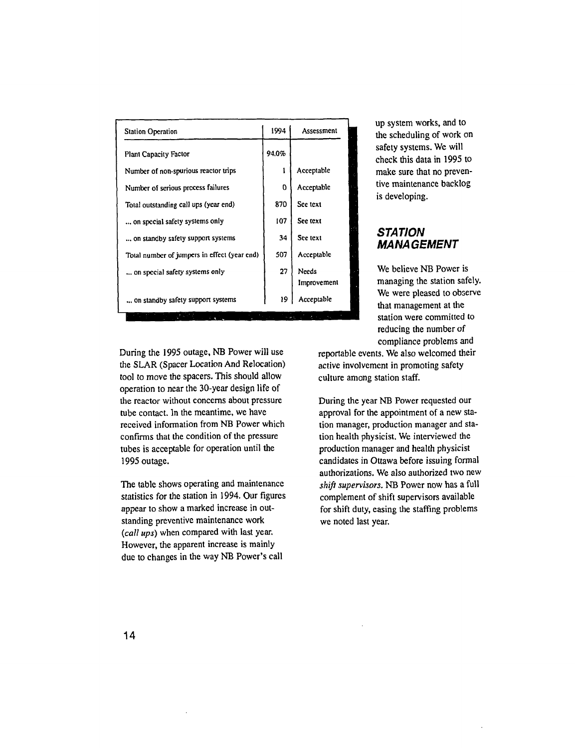| Station Operation | 1994 | Assessment |
|---|---|---|
| Plant Capacity Factor | 94.0% | |
| Number of non-spurious reactor trips | 1 | Acceptable |
| Number of serious process failures | 0 | Acceptable |
| Total outstanding call ups (year end) | 870 | See text |
| ... on special safety systems only | 107 | See text |
| ... on standby safety support systems | 34 | See text |
| Total number of jumpers in effect (year end) | 507 | Acceptable |
| ... on special safety systems only | 27 | Needs Improvement |
| ... on standby safety support systems | 19 | Acceptable |

During the 1995 outage, NB Power will use the SLAR (Spacer Location And Relocation) tool to move the spacers. This should allow operation to near the 30-year design life of the reactor without concerns about pressure tube contact. In the meantime, we have received information from NB Power which confirms that the condition of the pressure tubes is acceptable for operation until the 1995 outage.

The table shows operating and maintenance statistics for the station in 1994. Our figures appear to show a marked increase in outstanding preventive maintenance work (*call ups*) when compared with last year. However, the apparent increase is mainly due to changes in the way NB Power's call up system works, and to the scheduling of work on safety systems. We will check this data in 1995 to make sure that no preventive maintenance backlog is developing.

## STATION MANAGEMENT

We believe NB Power is managing the station safely. We were pleased to observe that management at the station were committed to reducing the number of compliance problems and reportable events. We also welcomed their active involvement in promoting safety culture among station staff.

During the year NB Power requested our approval for the appointment of a new station manager, production manager and station health physicist. We interviewed the production manager and health physicist candidates in Ottawa before issuing formal authorizations. We also authorized two new *shift supervisors*. NB Power now has a full complement of shift supervisors available for shift duty, easing the staffing problems we noted last year.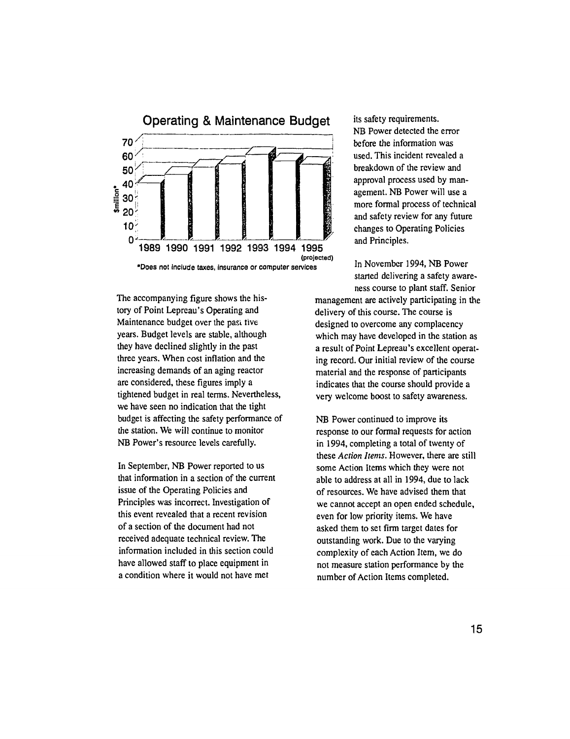Operating & Maintenance Budget

70
60
50
40
30
20
10
0

$million*

1989 1990 1991 1992 1993 1994 1995
(projected)

*Does not include taxes, insurance or computer services

The accompanying figure shows the history of Point Lepreau's Operating and Maintenance budget over the past five years. Budget levels are stable, although they have declined slightly in the past three years. When cost inflation and the increasing demands of an aging reactor are considered, these figures imply a tightened budget in real terms. Nevertheless, we have seen no indication that the tight budget is affecting the safety performance of the station. We will continue to monitor NB Power's resource levels carefully.

In September, NB Power reported to us that information in a section of the current issue of the Operating Policies and Principles was incorrect. Investigation of this event revealed that a recent revision of a section of the document had not received adequate technical review. The information included in this section could have allowed staff to place equipment in a condition where it would not have met its safety requirements. NB Power detected the error before the information was used. This incident revealed a breakdown of the review and approval process used by management. NB Power will use a more formal process of technical and safety review for any future changes to Operating Policies and Principles.

In November 1994, NB Power started delivering a safety awareness course to plant staff. Senior management are actively participating in the delivery of this course. The course is designed to overcome any complacency which may have developed in the station as a result of Point Lepreau's excellent operating record. Our initial review of the course material and the response of participants indicates that the course should provide a very welcome boost to safety awareness.

NB Power continued to improve its response to our formal requests for action in 1994, completing a total of twenty of these *Action Items*. However, there are still some Action Items which they were not able to address at all in 1994, due to lack of resources. We have advised them that we cannot accept an open ended schedule, even for low priority items. We have asked them to set firm target dates for outstanding work. Due to the varying complexity of each Action Item, we do not measure station performance by the number of Action Items completed.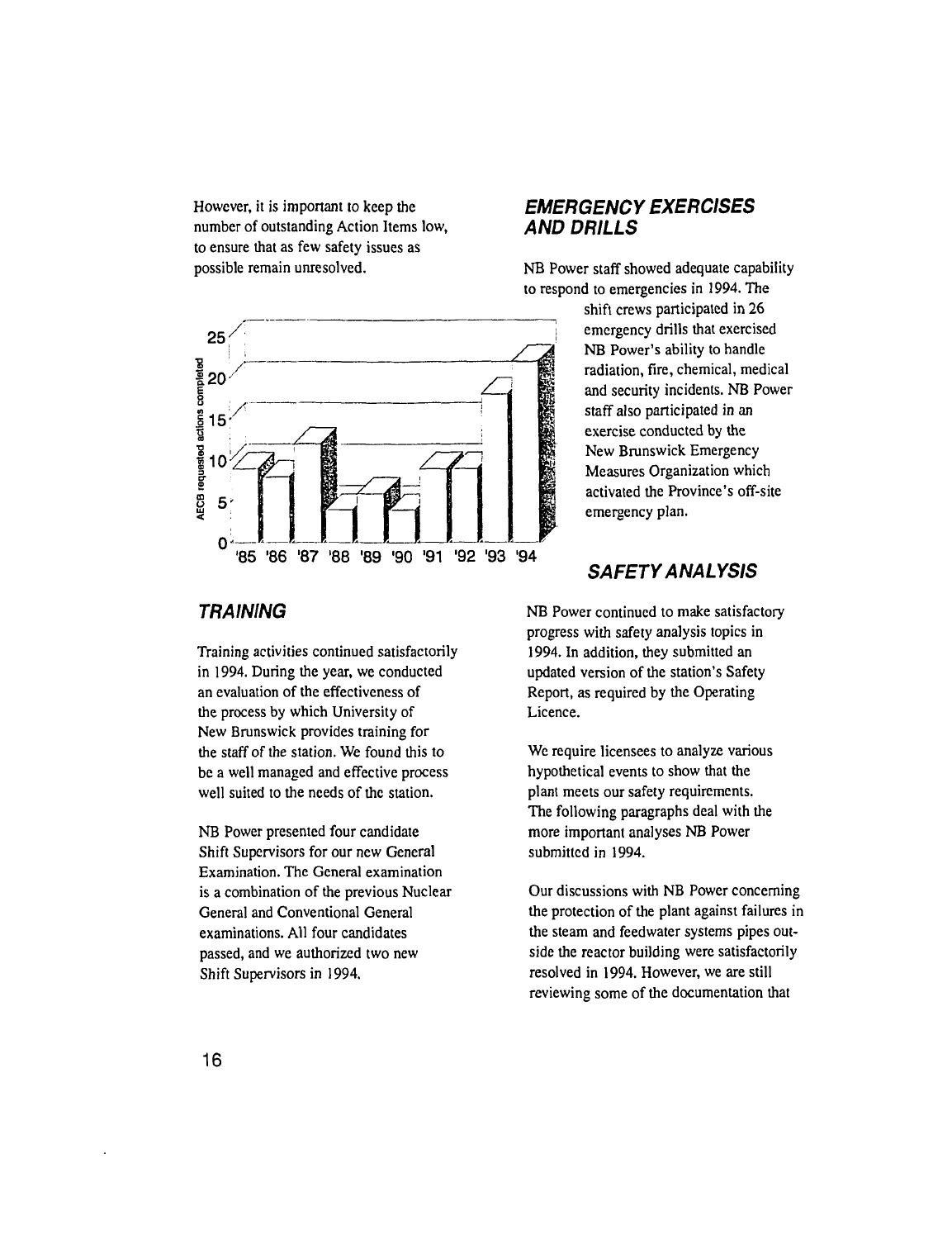However, it is important to keep the number of outstanding Action Items low, to ensure that as few safety issues as possible remain unresolved.

AECB requested actions completed

25
20
15
10
5
0

'85 '86 '87 '88 '89 '90 '91 '92 '93 '94

## TRAINING

Training activities continued satisfactorily in 1994. During the year, we conducted an evaluation of the effectiveness of the process by which University of New Brunswick provides training for the staff of the station. We found this to be a well managed and effective process well suited to the needs of the station.

NB Power presented four candidate Shift Supervisors for our new General Examination. The General examination is a combination of the previous Nuclear General and Conventional General examinations. All four candidates passed, and we authorized two new Shift Supervisors in 1994.

## EMERGENCY EXERCISES AND DRILLS

NB Power staff showed adequate capability to respond to emergencies in 1994. The shift crews participated in 26 emergency drills that exercised NB Power's ability to handle radiation, fire, chemical, medical and security incidents. NB Power staff also participated in an exercise conducted by the New Brunswick Emergency Measures Organization which activated the Province's off-site emergency plan.

## SAFETY ANALYSIS

NB Power continued to make satisfactory progress with safety analysis topics in 1994. In addition, they submitted an updated version of the station's Safety Report, as required by the Operating Licence.

We require licensees to analyze various hypothetical events to show that the plant meets our safety requirements. The following paragraphs deal with the more important analyses NB Power submitted in 1994.

Our discussions with NB Power concerning the protection of the plant against failures in the steam and feedwater systems pipes outside the reactor building were satisfactorily resolved in 1994. However, we are still reviewing some of the documentation that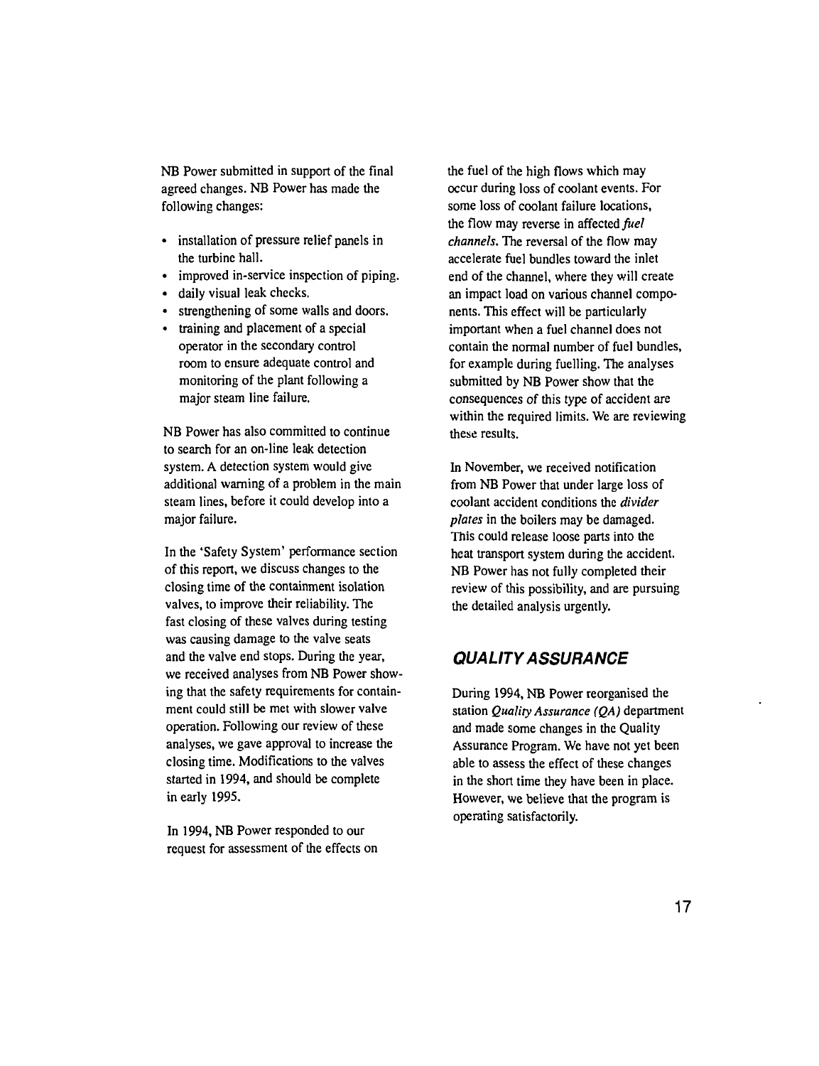NB Power submitted in support of the final agreed changes. NB Power has made the following changes:

- installation of pressure relief panels in the turbine hall.
- improved in-service inspection of piping.
- daily visual leak checks.
- strengthening of some walls and doors.
- training and placement of a special operator in the secondary control room to ensure adequate control and monitoring of the plant following a major steam line failure.

NB Power has also committed to continue to search for an on-line leak detection system. A detection system would give additional warning of a problem in the main steam lines, before it could develop into a major failure.

In the 'Safety System' performance section of this report, we discuss changes to the closing time of the containment isolation valves, to improve their reliability. The fast closing of these valves during testing was causing damage to the valve seats and the valve end stops. During the year, we received analyses from NB Power showing that the safety requirements for containment could still be met with slower valve operation. Following our review of these analyses, we gave approval to increase the closing time. Modifications to the valves started in 1994, and should be complete in early 1995.

In 1994, NB Power responded to our request for assessment of the effects on the fuel of the high flows which may occur during loss of coolant events. For some loss of coolant failure locations, the flow may reverse in affected *fuel channels*. The reversal of the flow may accelerate fuel bundles toward the inlet end of the channel, where they will create an impact load on various channel components. This effect will be particularly important when a fuel channel does not contain the normal number of fuel bundles, for example during fuelling. The analyses submitted by NB Power show that the consequences of this type of accident are within the required limits. We are reviewing these results.

In November, we received notification from NB Power that under large loss of coolant accident conditions the *divider plates* in the boilers may be damaged. This could release loose parts into the heat transport system during the accident. NB Power has not fully completed their review of this possibility, and are pursuing the detailed analysis urgently.

## QUALITY ASSURANCE

During 1994, NB Power reorganised the station *Quality Assurance (QA)* department and made some changes in the Quality Assurance Program. We have not yet been able to assess the effect of these changes in the short time they have been in place. However, we believe that the program is operating satisfactorily.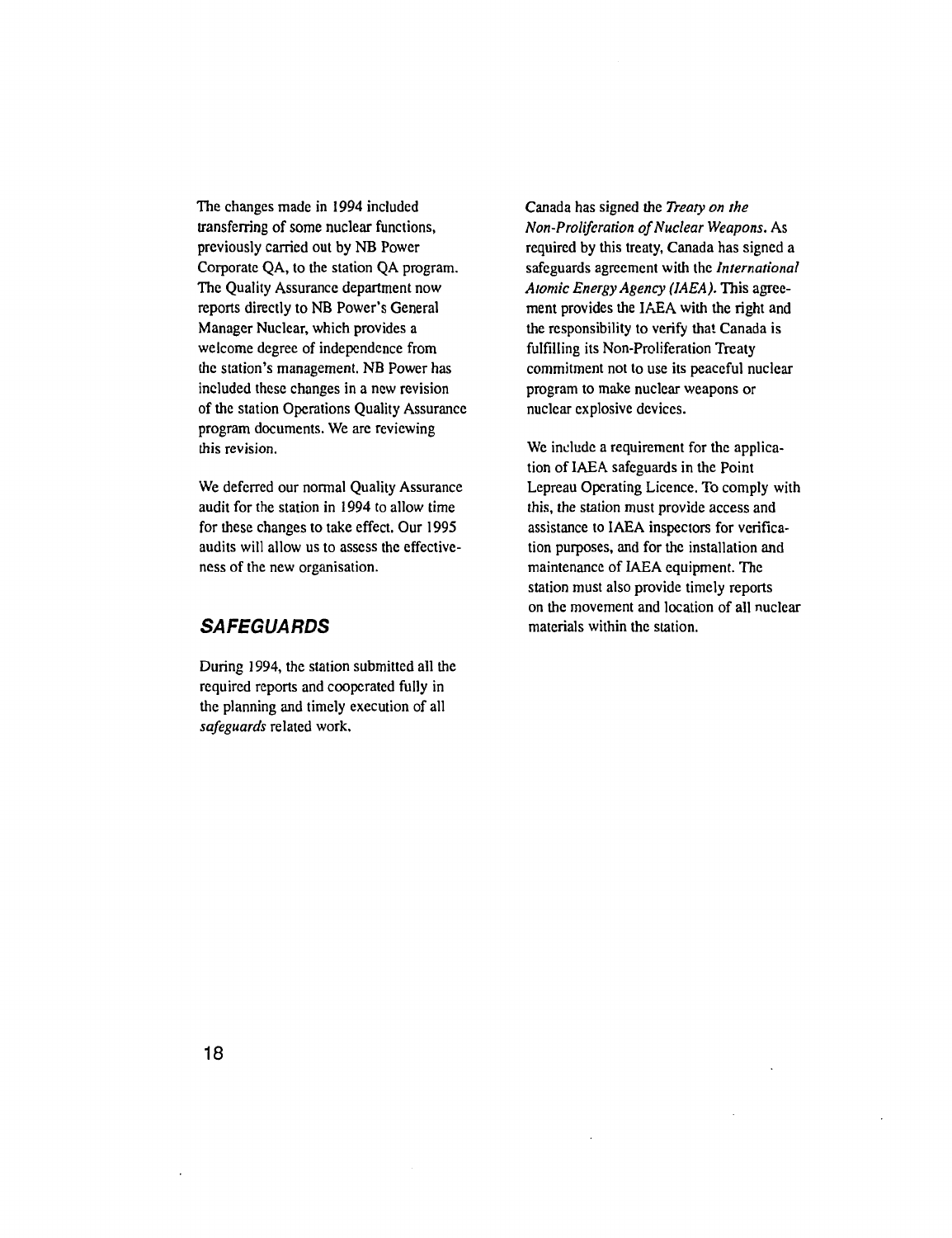The changes made in 1994 included transferring of some nuclear functions, previously carried out by NB Power Corporate QA, to the station QA program. The Quality Assurance department now reports directly to NB Power's General Manager Nuclear, which provides a welcome degree of independence from the station's management. NB Power has included these changes in a new revision of the station Operations Quality Assurance program documents. We are reviewing this revision.

We deferred our normal Quality Assurance audit for the station in 1994 to allow time for these changes to take effect. Our 1995 audits will allow us to assess the effectiveness of the new organisation.

## SAFEGUARDS

During 1994, the station submitted all the required reports and cooperated fully in the planning and timely execution of all *safeguards* related work.

Canada has signed the *Treaty on the Non-Proliferation of Nuclear Weapons*. As required by this treaty, Canada has signed a safeguards agreement with the *International Atomic Energy Agency (IAEA)*. This agreement provides the IAEA with the right and the responsibility to verify that Canada is fulfilling its Non-Proliferation Treaty commitment not to use its peaceful nuclear program to make nuclear weapons or nuclear explosive devices.

We include a requirement for the application of IAEA safeguards in the Point Lepreau Operating Licence. To comply with this, the station must provide access and assistance to IAEA inspectors for verification purposes, and for the installation and maintenance of IAEA equipment. The station must also provide timely reports on the movement and location of all nuclear materials within the station.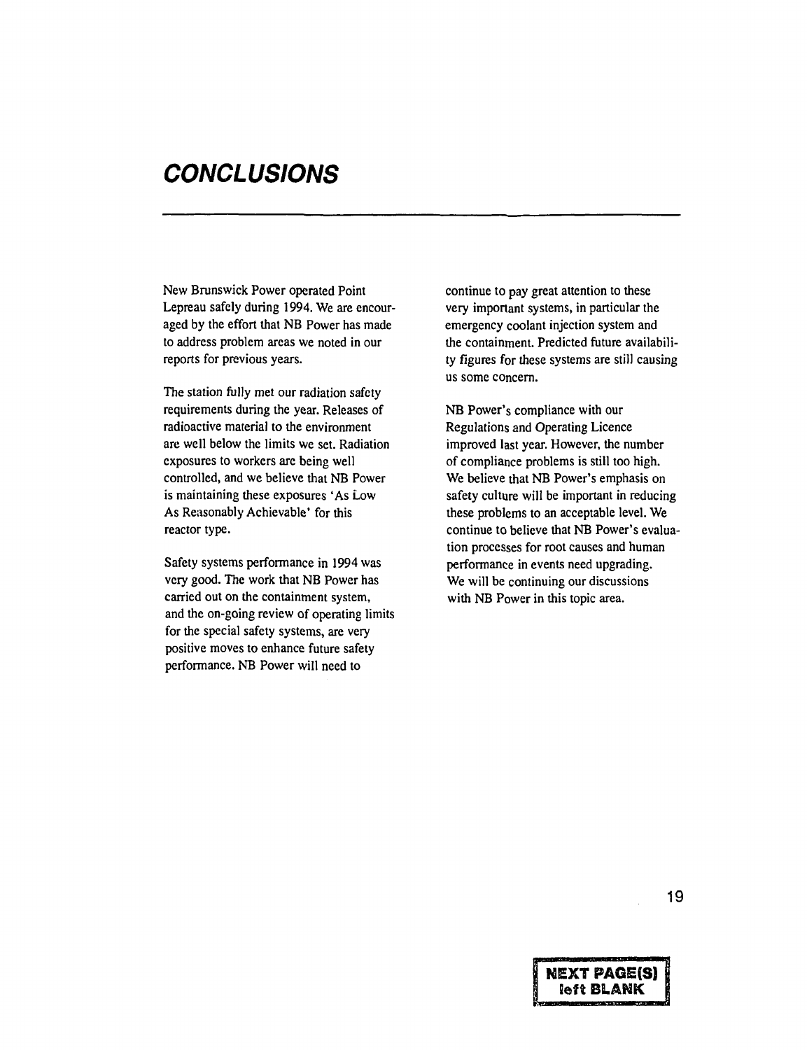# CONCLUSIONS

New Brunswick Power operated Point Lepreau safely during 1994. We are encouraged by the effort that NB Power has made to address problem areas we noted in our reports for previous years.

The station fully met our radiation safety requirements during the year. Releases of radioactive material to the environment are well below the limits we set. Radiation exposures to workers are being well controlled, and we believe that NB Power is maintaining these exposures 'As Low As Reasonably Achievable' for this reactor type.

Safety systems performance in 1994 was very good. The work that NB Power has carried out on the containment system, and the on-going review of operating limits for the special safety systems, are very positive moves to enhance future safety performance. NB Power will need to continue to pay great attention to these very important systems, in particular the emergency coolant injection system and the containment. Predicted future availability figures for these systems are still causing us some concern.

NB Power's compliance with our Regulations and Operating Licence improved last year. However, the number of compliance problems is still too high. We believe that NB Power's emphasis on safety culture will be important in reducing these problems to an acceptable level. We continue to believe that NB Power's evaluation processes for root causes and human performance in events need upgrading. We will be continuing our discussions with NB Power in this topic area.

NEXT PAGE(S) left BLANK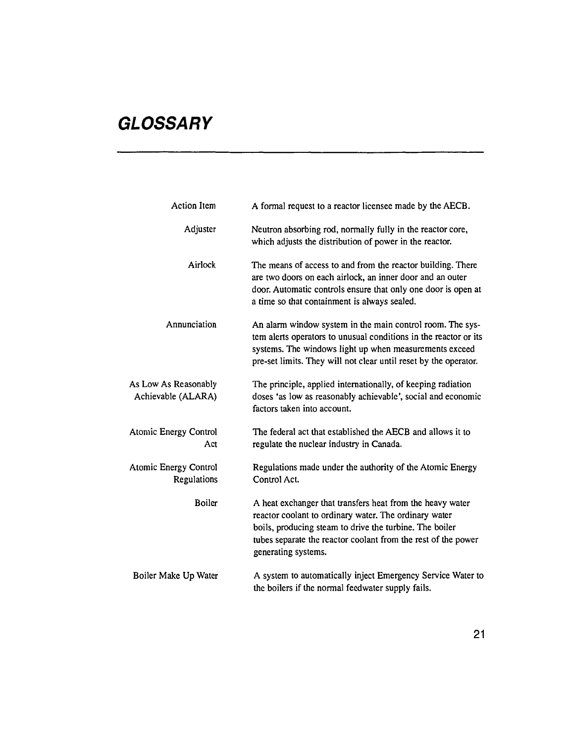# GLOSSARY

| | |
|---|---|
| Action Item | A formal request to a reactor licensee made by the AECB. |
| Adjuster | Neutron absorbing rod, normally fully in the reactor core, which adjusts the distribution of power in the reactor. |
| Airlock | The means of access to and from the reactor building. There are two doors on each airlock, an inner door and an outer door. Automatic controls ensure that only one door is open at a time so that containment is always sealed. |
| Annunciation | An alarm window system in the main control room. The system alerts operators to unusual conditions in the reactor or its systems. The windows light up when measurements exceed pre-set limits. They will not clear until reset by the operator. |
| As Low As Reasonably Achievable (ALARA) | The principle, applied internationally, of keeping radiation doses 'as low as reasonably achievable', social and economic factors taken into account. |
| Atomic Energy Control Act | The federal act that established the AECB and allows it to regulate the nuclear industry in Canada. |
| Atomic Energy Control Regulations | Regulations made under the authority of the Atomic Energy Control Act. |
| Boiler | A heat exchanger that transfers heat from the heavy water reactor coolant to ordinary water. The ordinary water boils, producing steam to drive the turbine. The boiler tubes separate the reactor coolant from the rest of the power generating systems. |
| Boiler Make Up Water | A system to automatically inject Emergency Service Water to the boilers if the normal feedwater supply fails. |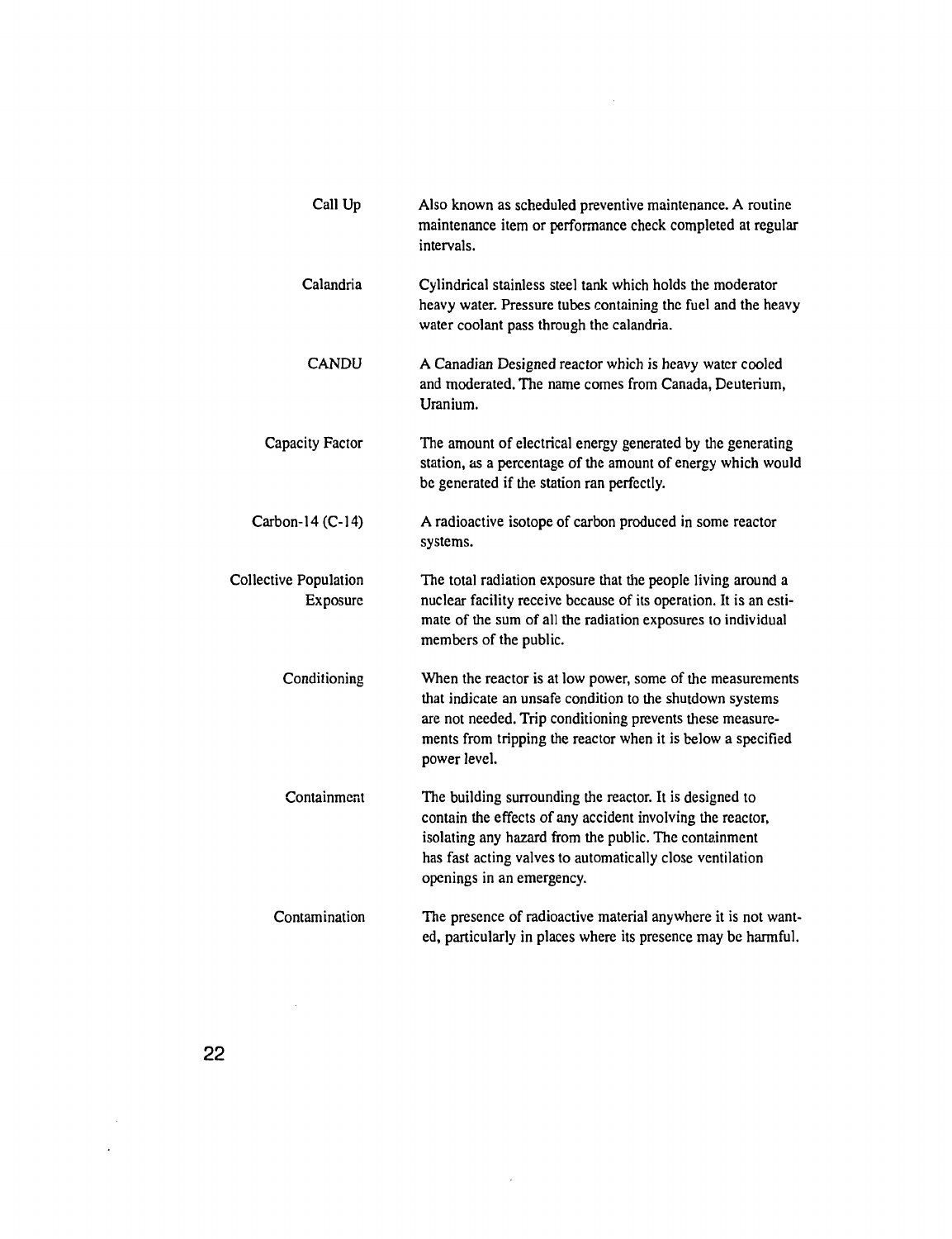**Call Up** — Also known as scheduled preventive maintenance. A routine maintenance item or performance check completed at regular intervals.

**Calandria** — Cylindrical stainless steel tank which holds the moderator heavy water. Pressure tubes containing the fuel and the heavy water coolant pass through the calandria.

**CANDU** — A Canadian Designed reactor which is heavy water cooled and moderated. The name comes from Canada, Deuterium, Uranium.

**Capacity Factor** — The amount of electrical energy generated by the generating station, as a percentage of the amount of energy which would be generated if the station ran perfectly.

**Carbon-14 (C-14)** — A radioactive isotope of carbon produced in some reactor systems.

**Collective Population Exposure** — The total radiation exposure that the people living around a nuclear facility receive because of its operation. It is an estimate of the sum of all the radiation exposures to individual members of the public.

**Conditioning** — When the reactor is at low power, some of the measurements that indicate an unsafe condition to the shutdown systems are not needed. Trip conditioning prevents these measurements from tripping the reactor when it is below a specified power level.

**Containment** — The building surrounding the reactor. It is designed to contain the effects of any accident involving the reactor, isolating any hazard from the public. The containment has fast acting valves to automatically close ventilation openings in an emergency.

**Contamination** — The presence of radioactive material anywhere it is not wanted, particularly in places where its presence may be harmful.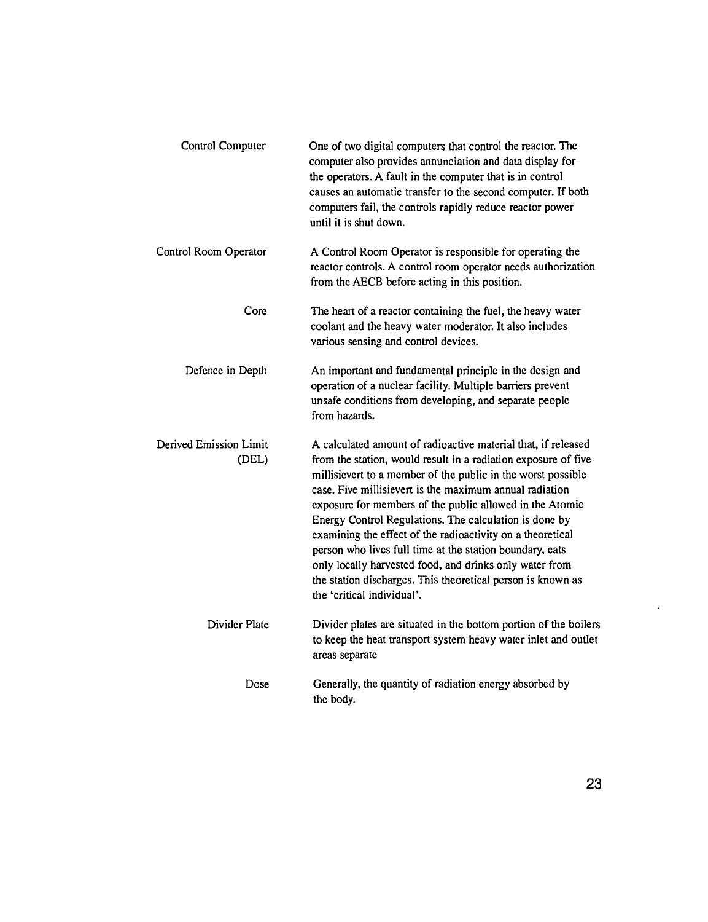**Control Computer**
One of two digital computers that control the reactor. The computer also provides annunciation and data display for the operators. A fault in the computer that is in control causes an automatic transfer to the second computer. If both computers fail, the controls rapidly reduce reactor power until it is shut down.

**Control Room Operator**
A Control Room Operator is responsible for operating the reactor controls. A control room operator needs authorization from the AECB before acting in this position.

**Core**
The heart of a reactor containing the fuel, the heavy water coolant and the heavy water moderator. It also includes various sensing and control devices.

**Defence in Depth**
An important and fundamental principle in the design and operation of a nuclear facility. Multiple barriers prevent unsafe conditions from developing, and separate people from hazards.

**Derived Emission Limit (DEL)**
A calculated amount of radioactive material that, if released from the station, would result in a radiation exposure of five millisievert to a member of the public in the worst possible case. Five millisievert is the maximum annual radiation exposure for members of the public allowed in the Atomic Energy Control Regulations. The calculation is done by examining the effect of the radioactivity on a theoretical person who lives full time at the station boundary, eats only locally harvested food, and drinks only water from the station discharges. This theoretical person is known as the 'critical individual'.

**Divider Plate**
Divider plates are situated in the bottom portion of the boilers to keep the heat transport system heavy water inlet and outlet areas separate

**Dose**
Generally, the quantity of radiation energy absorbed by the body.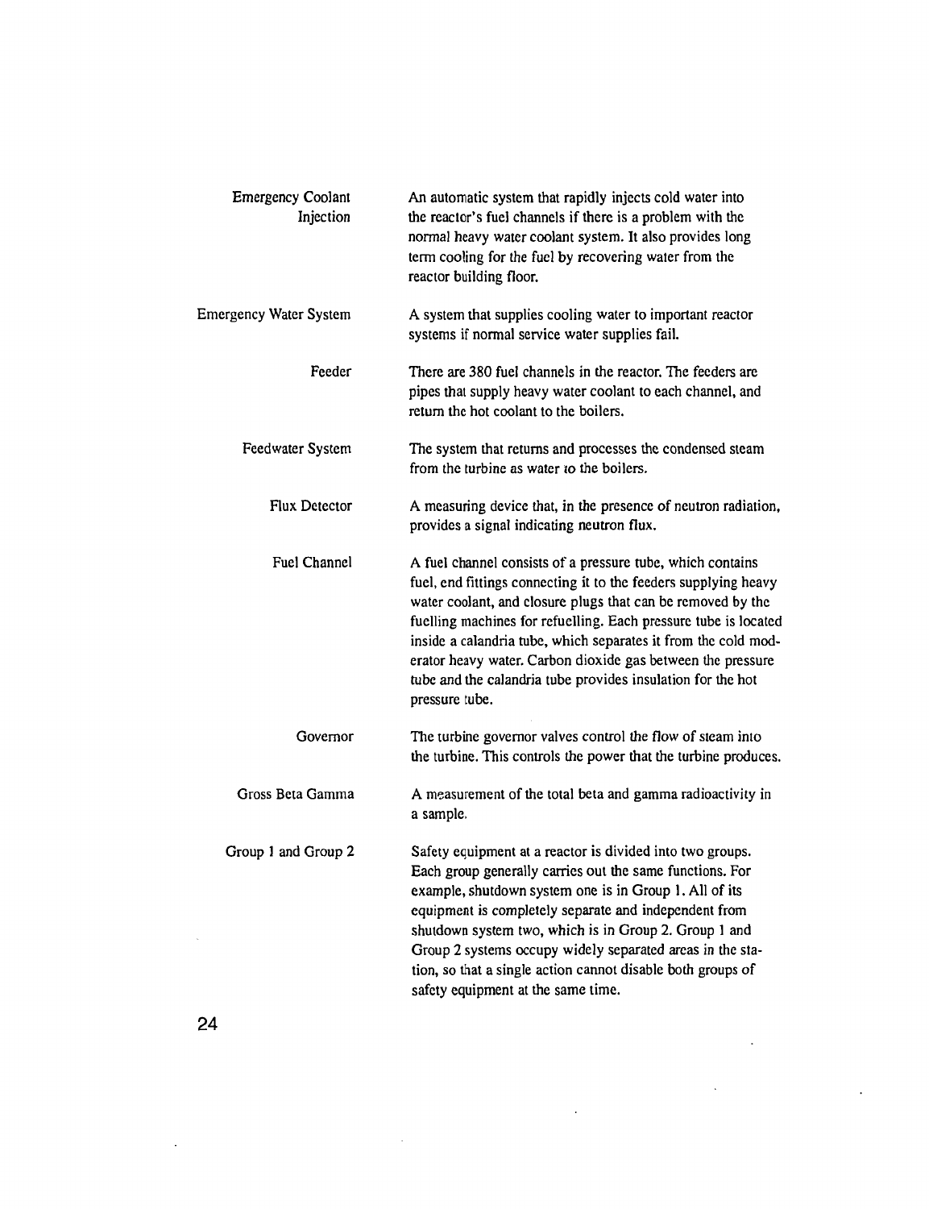**Emergency Coolant Injection**
An automatic system that rapidly injects cold water into the reactor's fuel channels if there is a problem with the normal heavy water coolant system. It also provides long term cooling for the fuel by recovering water from the reactor building floor.

**Emergency Water System**
A system that supplies cooling water to important reactor systems if normal service water supplies fail.

**Feeder**
There are 380 fuel channels in the reactor. The feeders are pipes that supply heavy water coolant to each channel, and return the hot coolant to the boilers.

**Feedwater System**
The system that returns and processes the condensed steam from the turbine as water to the boilers.

**Flux Detector**
A measuring device that, in the presence of neutron radiation, provides a signal indicating neutron flux.

**Fuel Channel**
A fuel channel consists of a pressure tube, which contains fuel, end fittings connecting it to the feeders supplying heavy water coolant, and closure plugs that can be removed by the fuelling machines for refuelling. Each pressure tube is located inside a calandria tube, which separates it from the cold moderator heavy water. Carbon dioxide gas between the pressure tube and the calandria tube provides insulation for the hot pressure tube.

**Governor**
The turbine governor valves control the flow of steam into the turbine. This controls the power that the turbine produces.

**Gross Beta Gamma**
A measurement of the total beta and gamma radioactivity in a sample.

**Group 1 and Group 2**
Safety equipment at a reactor is divided into two groups. Each group generally carries out the same functions. For example, shutdown system one is in Group 1. All of its equipment is completely separate and independent from shutdown system two, which is in Group 2. Group 1 and Group 2 systems occupy widely separated areas in the station, so that a single action cannot disable both groups of safety equipment at the same time.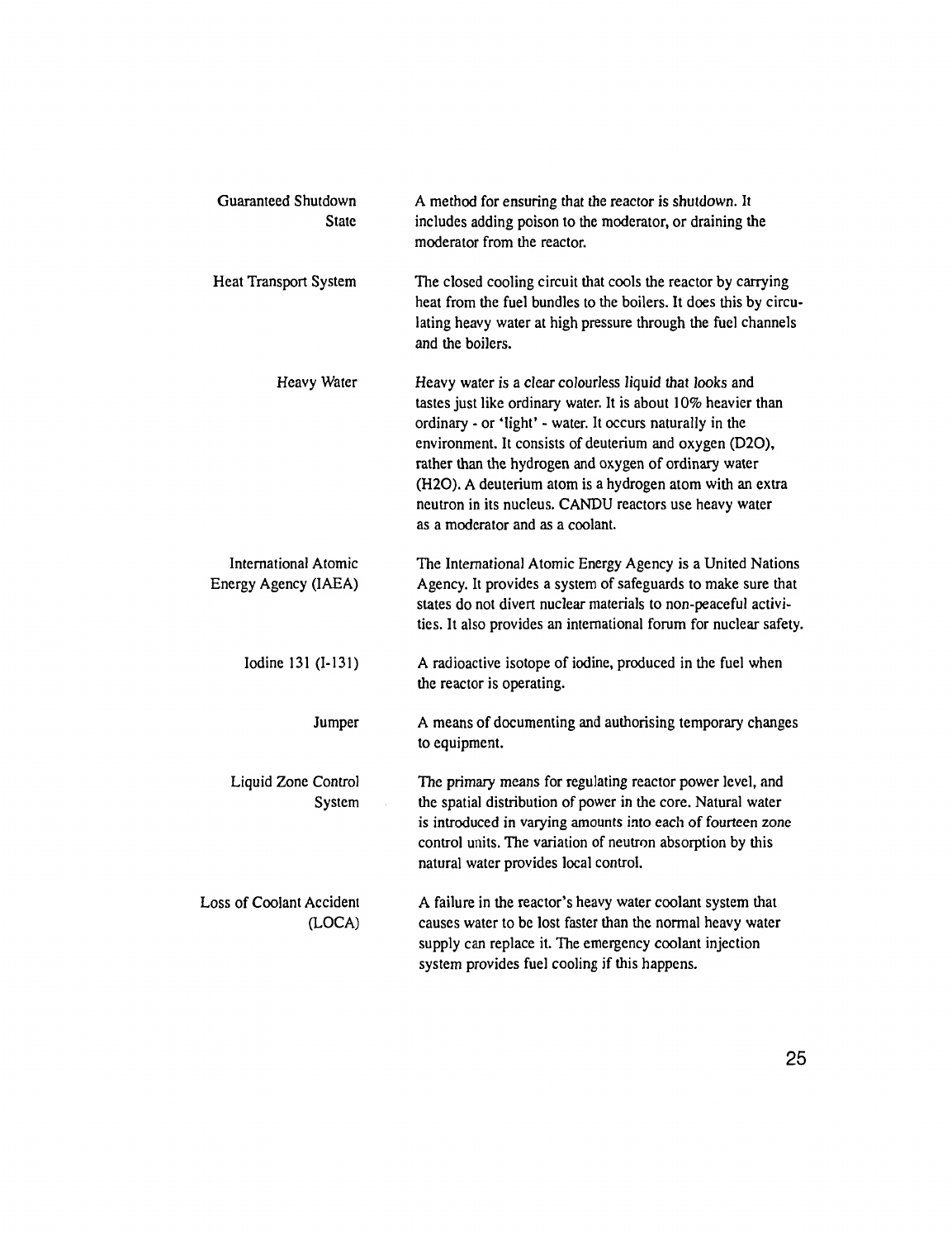**Guaranteed Shutdown State**
A method for ensuring that the reactor is shutdown. It includes adding poison to the moderator, or draining the moderator from the reactor.

**Heat Transport System**
The closed cooling circuit that cools the reactor by carrying heat from the fuel bundles to the boilers. It does this by circulating heavy water at high pressure through the fuel channels and the boilers.

**Heavy Water**
Heavy water is a clear colourless liquid that looks and tastes just like ordinary water. It is about 10% heavier than ordinary - or 'light' - water. It occurs naturally in the environment. It consists of deuterium and oxygen ($D_2O$), rather than the hydrogen and oxygen of ordinary water ($H_2O$). A deuterium atom is a hydrogen atom with an extra neutron in its nucleus. CANDU reactors use heavy water as a moderator and as a coolant.

**International Atomic Energy Agency (IAEA)**
The International Atomic Energy Agency is a United Nations Agency. It provides a system of safeguards to make sure that states do not divert nuclear materials to non-peaceful activities. It also provides an international forum for nuclear safety.

**Iodine 131 (I-131)**
A radioactive isotope of iodine, produced in the fuel when the reactor is operating.

**Jumper**
A means of documenting and authorising temporary changes to equipment.

**Liquid Zone Control System**
The primary means for regulating reactor power level, and the spatial distribution of power in the core. Natural water is introduced in varying amounts into each of fourteen zone control units. The variation of neutron absorption by this natural water provides local control.

**Loss of Coolant Accident (LOCA)**
A failure in the reactor's heavy water coolant system that causes water to be lost faster than the normal heavy water supply can replace it. The emergency coolant injection system provides fuel cooling if this happens.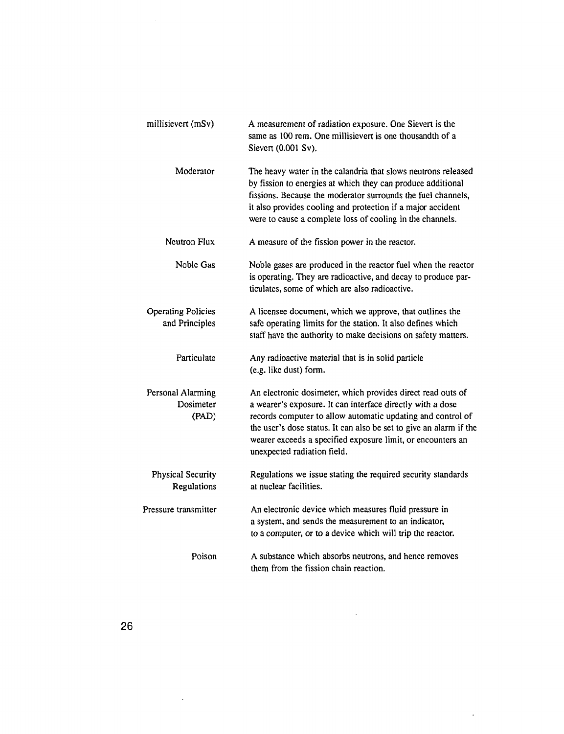| | |
|---|---|
| millisievert (mSv) | A measurement of radiation exposure. One Sievert is the same as 100 rem. One millisievert is one thousandth of a Sievert (0.001 Sv). |
| Moderator | The heavy water in the calandria that slows neutrons released by fission to energies at which they can produce additional fissions. Because the moderator surrounds the fuel channels, it also provides cooling and protection if a major accident were to cause a complete loss of cooling in the channels. |
| Neutron Flux | A measure of the fission power in the reactor. |
| Noble Gas | Noble gases are produced in the reactor fuel when the reactor is operating. They are radioactive, and decay to produce particulates, some of which are also radioactive. |
| Operating Policies and Principles | A licensee document, which we approve, that outlines the safe operating limits for the station. It also defines which staff have the authority to make decisions on safety matters. |
| Particulate | Any radioactive material that is in solid particle (e.g. like dust) form. |
| Personal Alarming Dosimeter (PAD) | An electronic dosimeter, which provides direct read outs of a wearer's exposure. It can interface directly with a dose records computer to allow automatic updating and control of the user's dose status. It can also be set to give an alarm if the wearer exceeds a specified exposure limit, or encounters an unexpected radiation field. |
| Physical Security Regulations | Regulations we issue stating the required security standards at nuclear facilities. |
| Pressure transmitter | An electronic device which measures fluid pressure in a system, and sends the measurement to an indicator, to a computer, or to a device which will trip the reactor. |
| Poison | A substance which absorbs neutrons, and hence removes them from the fission chain reaction. |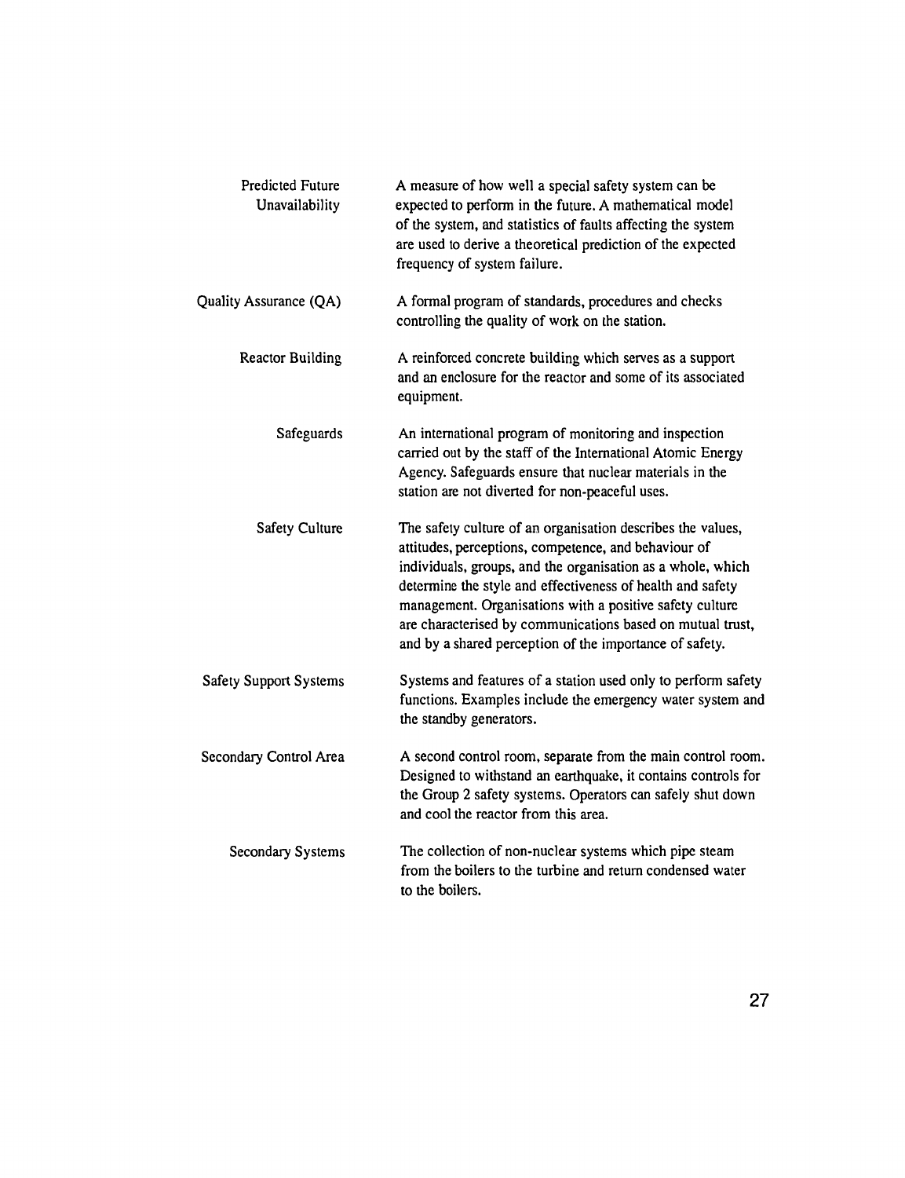| | |
|---|---|
| Predicted Future Unavailability | A measure of how well a special safety system can be expected to perform in the future. A mathematical model of the system, and statistics of faults affecting the system are used to derive a theoretical prediction of the expected frequency of system failure. |
| Quality Assurance (QA) | A formal program of standards, procedures and checks controlling the quality of work on the station. |
| Reactor Building | A reinforced concrete building which serves as a support and an enclosure for the reactor and some of its associated equipment. |
| Safeguards | An international program of monitoring and inspection carried out by the staff of the International Atomic Energy Agency. Safeguards ensure that nuclear materials in the station are not diverted for non-peaceful uses. |
| Safety Culture | The safety culture of an organisation describes the values, attitudes, perceptions, competence, and behaviour of individuals, groups, and the organisation as a whole, which determine the style and effectiveness of health and safety management. Organisations with a positive safety culture are characterised by communications based on mutual trust, and by a shared perception of the importance of safety. |
| Safety Support Systems | Systems and features of a station used only to perform safety functions. Examples include the emergency water system and the standby generators. |
| Secondary Control Area | A second control room, separate from the main control room. Designed to withstand an earthquake, it contains controls for the Group 2 safety systems. Operators can safely shut down and cool the reactor from this area. |
| Secondary Systems | The collection of non-nuclear systems which pipe steam from the boilers to the turbine and return condensed water to the boilers. |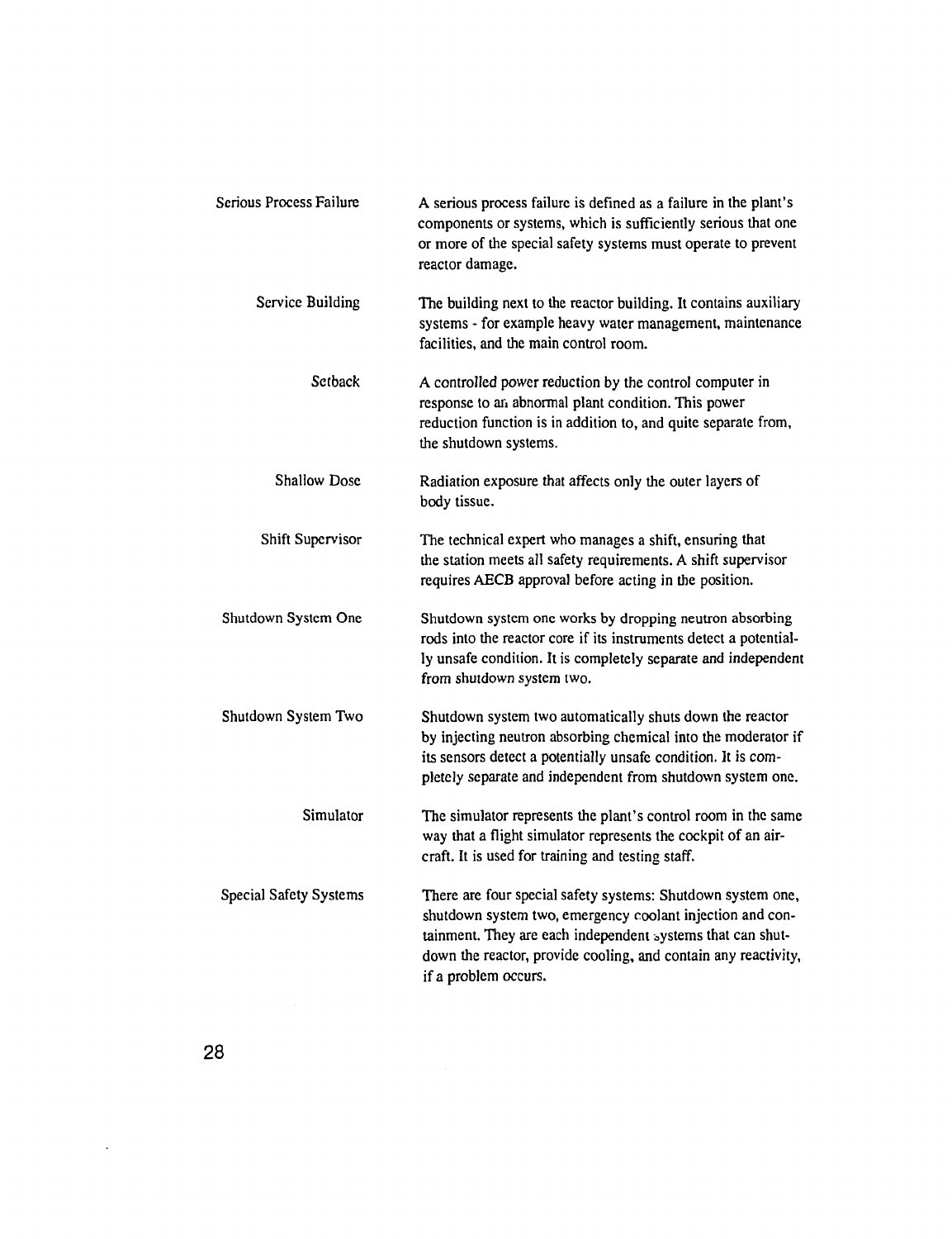**Serious Process Failure**
A serious process failure is defined as a failure in the plant's components or systems, which is sufficiently serious that one or more of the special safety systems must operate to prevent reactor damage.

**Service Building**
The building next to the reactor building. It contains auxiliary systems - for example heavy water management, maintenance facilities, and the main control room.

**Setback**
A controlled power reduction by the control computer in response to an abnormal plant condition. This power reduction function is in addition to, and quite separate from, the shutdown systems.

**Shallow Dose**
Radiation exposure that affects only the outer layers of body tissue.

**Shift Supervisor**
The technical expert who manages a shift, ensuring that the station meets all safety requirements. A shift supervisor requires AECB approval before acting in the position.

**Shutdown System One**
Shutdown system one works by dropping neutron absorbing rods into the reactor core if its instruments detect a potentially unsafe condition. It is completely separate and independent from shutdown system two.

**Shutdown System Two**
Shutdown system two automatically shuts down the reactor by injecting neutron absorbing chemical into the moderator if its sensors detect a potentially unsafe condition. It is completely separate and independent from shutdown system one.

**Simulator**
The simulator represents the plant's control room in the same way that a flight simulator represents the cockpit of an aircraft. It is used for training and testing staff.

**Special Safety Systems**
There are four special safety systems: Shutdown system one, shutdown system two, emergency coolant injection and containment. They are each independent systems that can shutdown the reactor, provide cooling, and contain any reactivity, if a problem occurs.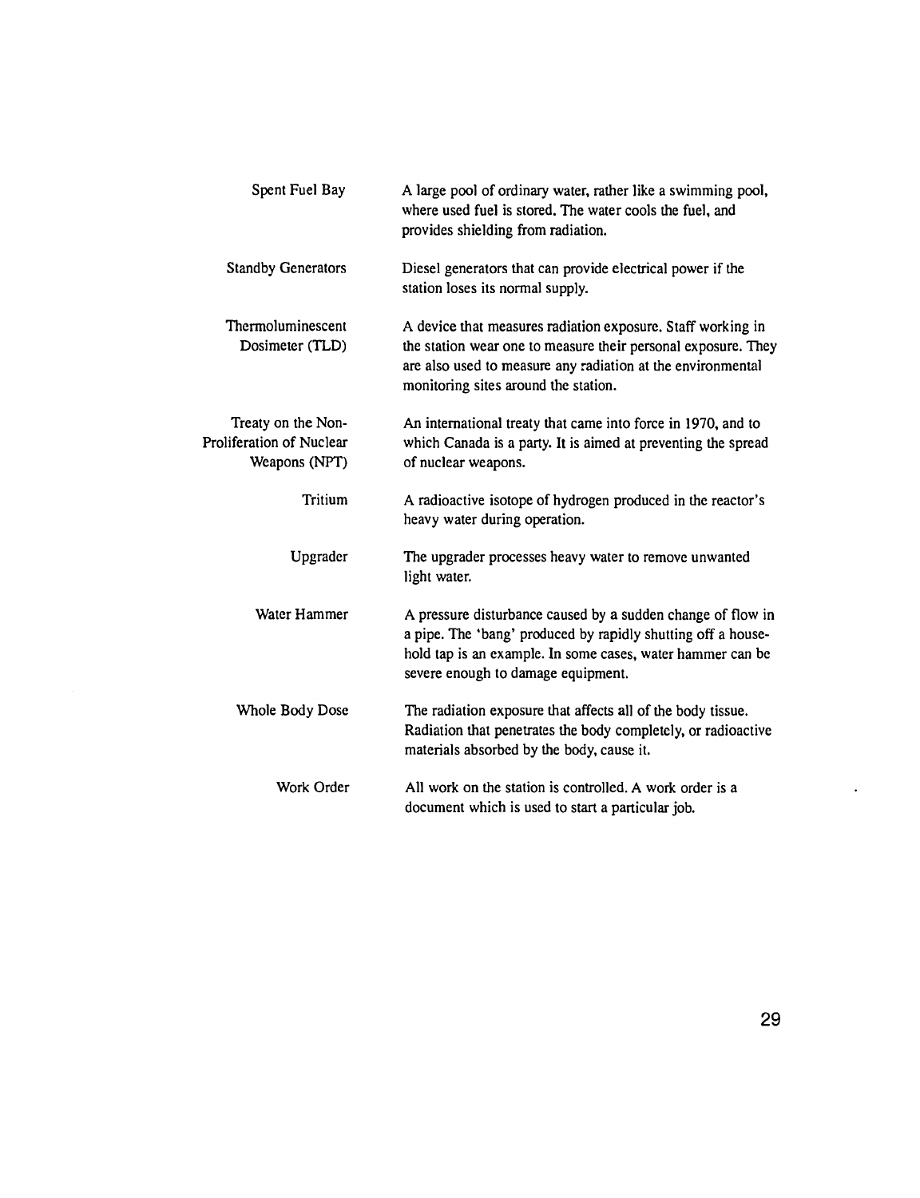| | |
|---|---|
| Spent Fuel Bay | A large pool of ordinary water, rather like a swimming pool, where used fuel is stored. The water cools the fuel, and provides shielding from radiation. |
| Standby Generators | Diesel generators that can provide electrical power if the station loses its normal supply. |
| Thermoluminescent Dosimeter (TLD) | A device that measures radiation exposure. Staff working in the station wear one to measure their personal exposure. They are also used to measure any radiation at the environmental monitoring sites around the station. |
| Treaty on the Non-Proliferation of Nuclear Weapons (NPT) | An international treaty that came into force in 1970, and to which Canada is a party. It is aimed at preventing the spread of nuclear weapons. |
| Tritium | A radioactive isotope of hydrogen produced in the reactor's heavy water during operation. |
| Upgrader | The upgrader processes heavy water to remove unwanted light water. |
| Water Hammer | A pressure disturbance caused by a sudden change of flow in a pipe. The 'bang' produced by rapidly shutting off a household tap is an example. In some cases, water hammer can be severe enough to damage equipment. |
| Whole Body Dose | The radiation exposure that affects all of the body tissue. Radiation that penetrates the body completely, or radioactive materials absorbed by the body, cause it. |
| Work Order | All work on the station is controlled. A work order is a document which is used to start a particular job. |